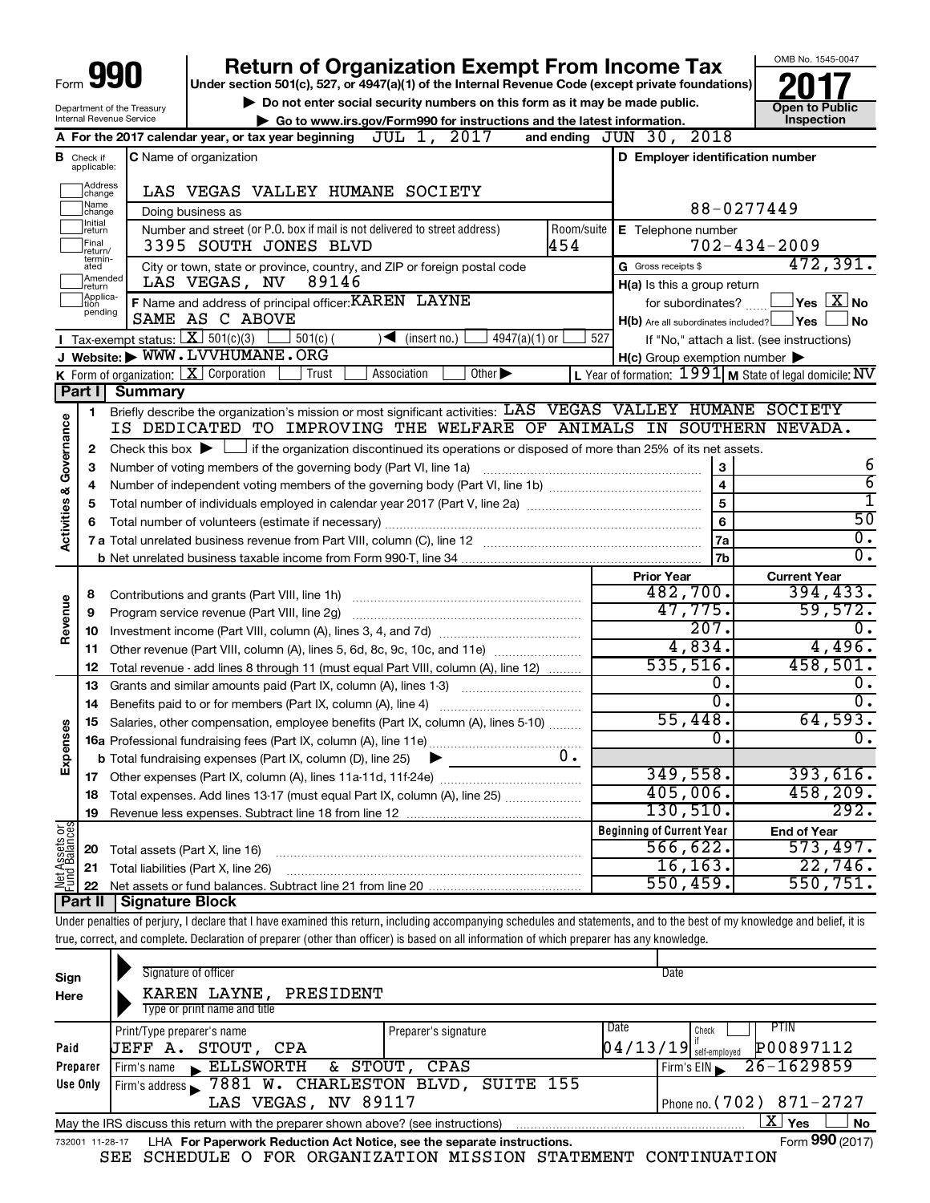Form **990**

# Return of Organization Exempt From Income Tax

**Under section 501(c), 527, or 4947(a)(1) of the Internal Revenue Code (except private foundations)**

▶ Do not enter social security numbers on this form as it may be made public.

▶ Go to www.irs.gov/Form990 for instructions and the latest information.

OMB No. 1545-0047

**2017**

**Open to Public Inspection**

Department of the Treasury
Internal Revenue Service

**A** For the 2017 calendar year, or tax year beginning JUL 1, 2017 and ending JUN 30, 2018

**B** Check if applicable: Address change, Name change, Initial return, Final return/terminated, Amended return, Application pending

**C** Name of organization: LAS VEGAS VALLEY HUMANE SOCIETY

Doing business as

Number and street (or P.O. box if mail is not delivered to street address): 3395 SOUTH JONES BLVD — Room/suite: 454

City or town, state or province, country, and ZIP or foreign postal code: LAS VEGAS, NV 89146

**D** Employer identification number: 88-0277449

**E** Telephone number: 702-434-2009

**G** Gross receipts $ 472,391.

**F** Name and address of principal officer: KAREN LAYNE
SAME AS C ABOVE

**H(a)** Is this a group return for subordinates? ☐ Yes ☒ No

**H(b)** Are all subordinates included? ☐ Yes ☐ No
If "No," attach a list. (see instructions)

**H(c)** Group exemption number ▶

**I** Tax-exempt status: ☒ 501(c)(3) ☐ 501(c) ( ) ◀ (insert no.) ☐ 4947(a)(1) or ☐ 527

**J** Website: ▶ WWW.LVVHUMANE.ORG

**K** Form of organization: ☒ Corporation ☐ Trust ☐ Association ☐ Other ▶

**L** Year of formation: 1991 **M** State of legal domicile: NV

## Part I Summary

**Activities & Governance**

1 Briefly describe the organization's mission or most significant activities: LAS VEGAS VALLEY HUMANE SOCIETY IS DEDICATED TO IMPROVING THE WELFARE OF ANIMALS IN SOUTHERN NEVADA.

2 Check this box ▶ ☐ if the organization discontinued its operations or disposed of more than 25% of its net assets.

| | | | |
|---|---|---|---|
| 3 | Number of voting members of the governing body (Part VI, line 1a) | 3 | 6 |
| 4 | Number of independent voting members of the governing body (Part VI, line 1b) | 4 | 6 |
| 5 | Total number of individuals employed in calendar year 2017 (Part V, line 2a) | 5 | 1 |
| 6 | Total number of volunteers (estimate if necessary) | 6 | 50 |
| 7a | Total unrelated business revenue from Part VIII, column (C), line 12 | 7a | 0. |
| b | Net unrelated business taxable income from Form 990-T, line 34 | 7b | 0. |

| | | | Prior Year | Current Year |
|---|---|---|---|---|
| **Revenue** | 8 | Contributions and grants (Part VIII, line 1h) | 482,700. | 394,433. |
| | 9 | Program service revenue (Part VIII, line 2g) | 47,775. | 59,572. |
| | 10 | Investment income (Part VIII, column (A), lines 3, 4, and 7d) | 207. | 0. |
| | 11 | Other revenue (Part VIII, column (A), lines 5, 6d, 8c, 9c, 10c, and 11e) | 4,834. | 4,496. |
| | 12 | Total revenue - add lines 8 through 11 (must equal Part VIII, column (A), line 12) | 535,516. | 458,501. |
| **Expenses** | 13 | Grants and similar amounts paid (Part IX, column (A), lines 1-3) | 0. | 0. |
| | 14 | Benefits paid to or for members (Part IX, column (A), line 4) | 0. | 0. |
| | 15 | Salaries, other compensation, employee benefits (Part IX, column (A), lines 5-10) | 55,448. | 64,593. |
| | 16a | Professional fundraising fees (Part IX, column (A), line 11e) | 0. | 0. |
| | b | Total fundraising expenses (Part IX, column (D), line 25) ▶ 0. | | |
| | 17 | Other expenses (Part IX, column (A), lines 11a-11d, 11f-24e) | 349,558. | 393,616. |
| | 18 | Total expenses. Add lines 13-17 (must equal Part IX, column (A), line 25) | 405,006. | 458,209. |
| | 19 | Revenue less expenses. Subtract line 18 from line 12 | 130,510. | 292. |

| | | | Beginning of Current Year | End of Year |
|---|---|---|---|---|
| **Net Assets or Fund Balances** | 20 | Total assets (Part X, line 16) | 566,622. | 573,497. |
| | 21 | Total liabilities (Part X, line 26) | 16,163. | 22,746. |
| | 22 | Net assets or fund balances. Subtract line 21 from line 20 | 550,459. | 550,751. |

## Part II Signature Block

Under penalties of perjury, I declare that I have examined this return, including accompanying schedules and statements, and to the best of my knowledge and belief, it is true, correct, and complete. Declaration of preparer (other than officer) is based on all information of which preparer has any knowledge.

**Sign Here**

Signature of officer — Date

KAREN LAYNE, PRESIDENT
Type or print name and title

**Paid Preparer Use Only**

| Print/Type preparer's name | Preparer's signature | Date | Check if self-employed | PTIN |
|---|---|---|---|---|
| JEFF A. STOUT, CPA | | 04/13/19 | ☐ | P00897112 |

Firm's name ▶ ELLSWORTH & STOUT, CPAS — Firm's EIN ▶ 26-1629859

Firm's address ▶ 7881 W. CHARLESTON BLVD, SUITE 155, LAS VEGAS, NV 89117 — Phone no. (702) 871-2727

May the IRS discuss this return with the preparer shown above? (see instructions) ☒ Yes ☐ No

732001 11-28-17 LHA **For Paperwork Reduction Act Notice, see the separate instructions.** Form **990** (2017)

SEE SCHEDULE O FOR ORGANIZATION MISSION STATEMENT CONTINUATION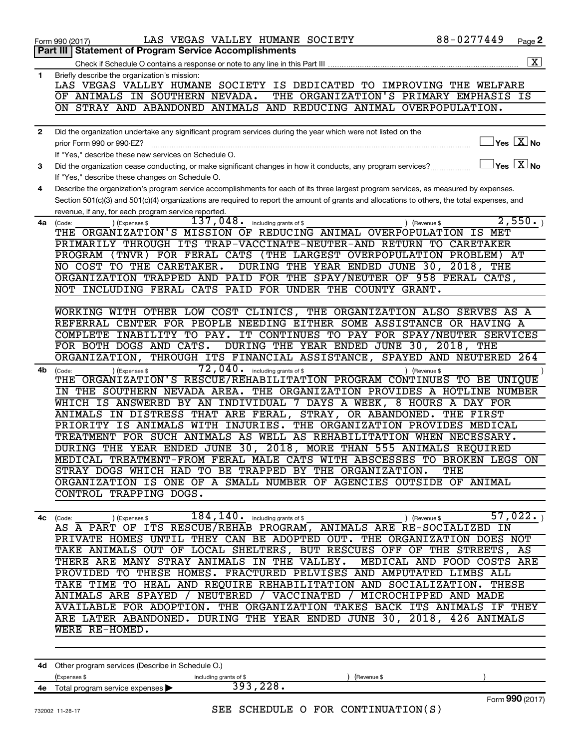Form 990 (2017) LAS VEGAS VALLEY HUMANE SOCIETY 88-0277449 Page **2**

**Part III | Statement of Program Service Accomplishments**

Check if Schedule O contains a response or note to any line in this Part III .......... [X]

**1** Briefly describe the organization's mission:

LAS VEGAS VALLEY HUMANE SOCIETY IS DEDICATED TO IMPROVING THE WELFARE OF ANIMALS IN SOUTHERN NEVADA. THE ORGANIZATION'S PRIMARY EMPHASIS IS ON STRAY AND ABANDONED ANIMALS AND REDUCING ANIMAL OVERPOPULATION.

**2** Did the organization undertake any significant program services during the year which were not listed on the prior Form 990 or 990-EZ? .......... [ ] Yes [X] No

If "Yes," describe these new services on Schedule O.

**3** Did the organization cease conducting, or make significant changes in how it conducts, any program services? .......... [ ] Yes [X] No

If "Yes," describe these changes on Schedule O.

**4** Describe the organization's program service accomplishments for each of its three largest program services, as measured by expenses. Section 501(c)(3) and 501(c)(4) organizations are required to report the amount of grants and allocations to others, the total expenses, and revenue, if any, for each program service reported.

**4a** (Code: ) (Expenses $ 137,048. including grants of $ ) (Revenue $ 2,550. )

THE ORGANIZATION'S MISSION OF REDUCING ANIMAL OVERPOPULATION IS MET PRIMARILY THROUGH ITS TRAP-VACCINATE-NEUTER-AND RETURN TO CARETAKER PROGRAM (TNVR) FOR FERAL CATS (THE LARGEST OVERPOPULATION PROBLEM) AT NO COST TO THE CARETAKER. DURING THE YEAR ENDED JUNE 30, 2018, THE ORGANIZATION TRAPPED AND PAID FOR THE SPAY/NEUTER OF 958 FERAL CATS, NOT INCLUDING FERAL CATS PAID FOR UNDER THE COUNTY GRANT.

WORKING WITH OTHER LOW COST CLINICS, THE ORGANIZATION ALSO SERVES AS A REFERRAL CENTER FOR PEOPLE NEEDING EITHER SOME ASSISTANCE OR HAVING A COMPLETE INABILITY TO PAY. IT CONTINUES TO PAY FOR SPAY/NEUTER SERVICES FOR BOTH DOGS AND CATS. DURING THE YEAR ENDED JUNE 30, 2018, THE ORGANIZATION, THROUGH ITS FINANCIAL ASSISTANCE, SPAYED AND NEUTERED 264

**4b** (Code: ) (Expenses $ 72,040. including grants of $ ) (Revenue $ )

THE ORGANIZATION'S RESCUE/REHABILITATION PROGRAM CONTINUES TO BE UNIQUE IN THE SOUTHERN NEVADA AREA. THE ORGANIZATION PROVIDES A HOTLINE NUMBER WHICH IS ANSWERED BY AN INDIVIDUAL 7 DAYS A WEEK, 8 HOURS A DAY FOR ANIMALS IN DISTRESS THAT ARE FERAL, STRAY, OR ABANDONED. THE FIRST PRIORITY IS ANIMALS WITH INJURIES. THE ORGANIZATION PROVIDES MEDICAL TREATMENT FOR SUCH ANIMALS AS WELL AS REHABILITATION WHEN NECESSARY. DURING THE YEAR ENDED JUNE 30, 2018, MORE THAN 555 ANIMALS REQUIRED MEDICAL TREATMENT-FROM FERAL MALE CATS WITH ABSCESSES TO BROKEN LEGS ON STRAY DOGS WHICH HAD TO BE TRAPPED BY THE ORGANIZATION. THE ORGANIZATION IS ONE OF A SMALL NUMBER OF AGENCIES OUTSIDE OF ANIMAL CONTROL TRAPPING DOGS.

**4c** (Code: ) (Expenses $ 184,140. including grants of $ ) (Revenue $ 57,022. )

AS A PART OF ITS RESCUE/REHAB PROGRAM, ANIMALS ARE RE-SOCIALIZED IN PRIVATE HOMES UNTIL THEY CAN BE ADOPTED OUT. THE ORGANIZATION DOES NOT TAKE ANIMALS OUT OF LOCAL SHELTERS, BUT RESCUES OFF OF THE STREETS, AS THERE ARE MANY STRAY ANIMALS IN THE VALLEY. MEDICAL AND FOOD COSTS ARE PROVIDED TO THESE HOMES. FRACTURED PELVISES AND AMPUTATED LIMBS ALL TAKE TIME TO HEAL AND REQUIRE REHABILITATION AND SOCIALIZATION. THESE ANIMALS ARE SPAYED / NEUTERED / VACCINATED / MICROCHIPPED AND MADE AVAILABLE FOR ADOPTION. THE ORGANIZATION TAKES BACK ITS ANIMALS IF THEY ARE LATER ABANDONED. DURING THE YEAR ENDED JUNE 30, 2018, 426 ANIMALS WERE RE-HOMED.

**4d** Other program services (Describe in Schedule O.)

(Expenses $ including grants of $ ) (Revenue $ )

**4e** Total program service expenses ▶ 393,228.

Form **990** (2017)

732002 11-28-17

SEE SCHEDULE O FOR CONTINUATION(S)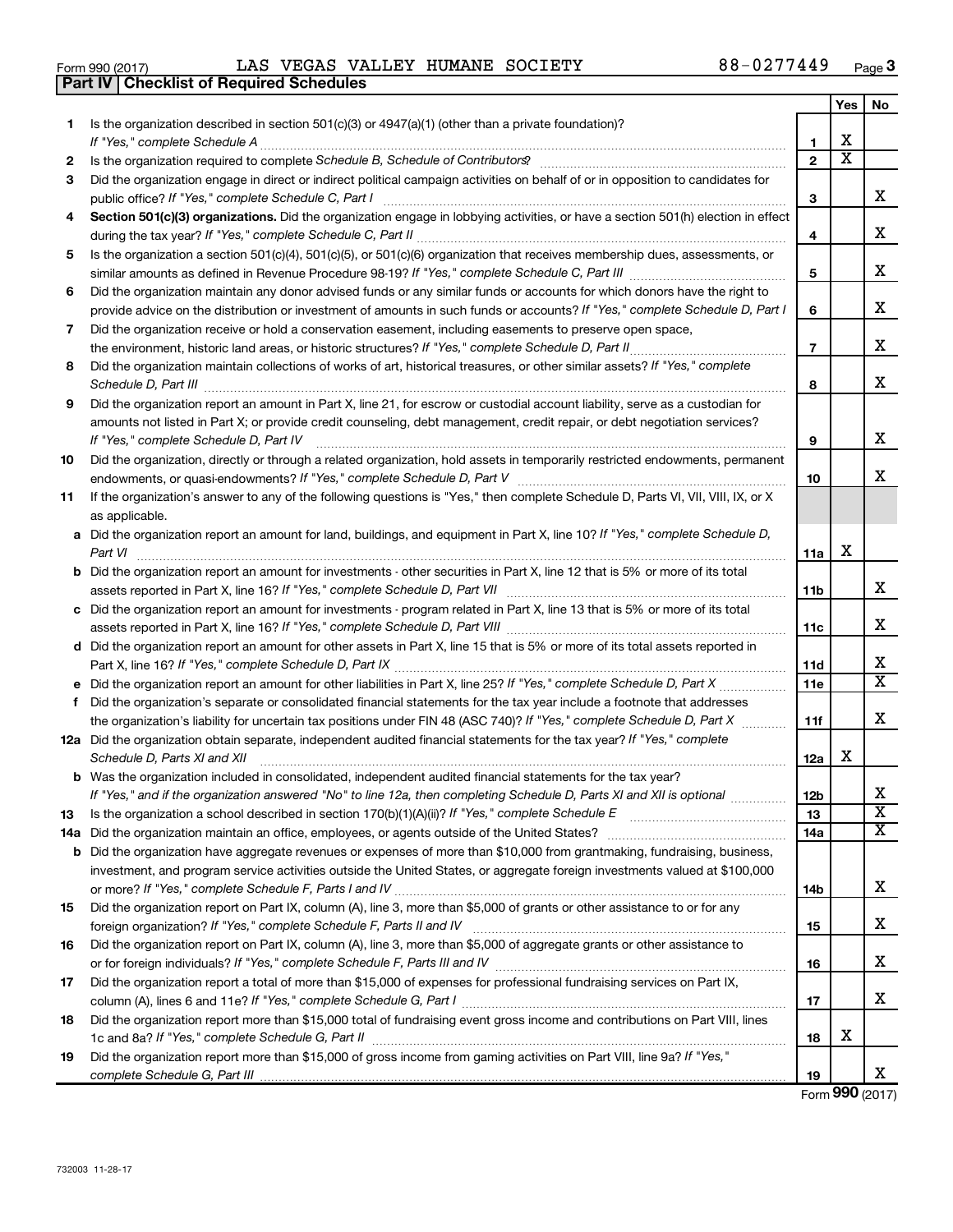Form 990 (2017) LAS VEGAS VALLEY HUMANE SOCIETY 88-0277449

## Part IV | Checklist of Required Schedules

| | | | Yes | No |
|---|---|---|---|---|
| 1 | Is the organization described in section 501(c)(3) or 4947(a)(1) (other than a private foundation)? *If "Yes," complete Schedule A* | 1 | X | |
| 2 | Is the organization required to complete *Schedule B, Schedule of Contributors*? | 2 | X | |
| 3 | Did the organization engage in direct or indirect political campaign activities on behalf of or in opposition to candidates for public office? *If "Yes," complete Schedule C, Part I* | 3 | | X |
| 4 | **Section 501(c)(3) organizations.** Did the organization engage in lobbying activities, or have a section 501(h) election in effect during the tax year? *If "Yes," complete Schedule C, Part II* | 4 | | X |
| 5 | Is the organization a section 501(c)(4), 501(c)(5), or 501(c)(6) organization that receives membership dues, assessments, or similar amounts as defined in Revenue Procedure 98-19? *If "Yes," complete Schedule C, Part III* | 5 | | X |
| 6 | Did the organization maintain any donor advised funds or any similar funds or accounts for which donors have the right to provide advice on the distribution or investment of amounts in such funds or accounts? *If "Yes," complete Schedule D, Part I* | 6 | | X |
| 7 | Did the organization receive or hold a conservation easement, including easements to preserve open space, the environment, historic land areas, or historic structures? *If "Yes," complete Schedule D, Part II* | 7 | | X |
| 8 | Did the organization maintain collections of works of art, historical treasures, or other similar assets? *If "Yes," complete Schedule D, Part III* | 8 | | X |
| 9 | Did the organization report an amount in Part X, line 21, for escrow or custodial account liability, serve as a custodian for amounts not listed in Part X; or provide credit counseling, debt management, credit repair, or debt negotiation services? *If "Yes," complete Schedule D, Part IV* | 9 | | X |
| 10 | Did the organization, directly or through a related organization, hold assets in temporarily restricted endowments, permanent endowments, or quasi-endowments? *If "Yes," complete Schedule D, Part V* | 10 | | X |
| 11 | If the organization's answer to any of the following questions is "Yes," then complete Schedule D, Parts VI, VII, VIII, IX, or X as applicable. | | | |
| a | Did the organization report an amount for land, buildings, and equipment in Part X, line 10? *If "Yes," complete Schedule D, Part VI* | 11a | X | |
| b | Did the organization report an amount for investments - other securities in Part X, line 12 that is 5% or more of its total assets reported in Part X, line 16? *If "Yes," complete Schedule D, Part VII* | 11b | | X |
| c | Did the organization report an amount for investments - program related in Part X, line 13 that is 5% or more of its total assets reported in Part X, line 16? *If "Yes," complete Schedule D, Part VIII* | 11c | | X |
| d | Did the organization report an amount for other assets in Part X, line 15 that is 5% or more of its total assets reported in Part X, line 16? *If "Yes," complete Schedule D, Part IX* | 11d | | X |
| e | Did the organization report an amount for other liabilities in Part X, line 25? *If "Yes," complete Schedule D, Part X* | 11e | | X |
| f | Did the organization's separate or consolidated financial statements for the tax year include a footnote that addresses the organization's liability for uncertain tax positions under FIN 48 (ASC 740)? *If "Yes," complete Schedule D, Part X* | 11f | | X |
| 12a | Did the organization obtain separate, independent audited financial statements for the tax year? *If "Yes," complete Schedule D, Parts XI and XII* | 12a | X | |
| b | Was the organization included in consolidated, independent audited financial statements for the tax year? *If "Yes," and if the organization answered "No" to line 12a, then completing Schedule D, Parts XI and XII is optional* | 12b | | X |
| 13 | Is the organization a school described in section 170(b)(1)(A)(ii)? *If "Yes," complete Schedule E* | 13 | | X |
| 14a | Did the organization maintain an office, employees, or agents outside of the United States? | 14a | | X |
| b | Did the organization have aggregate revenues or expenses of more than $10,000 from grantmaking, fundraising, business, investment, and program service activities outside the United States, or aggregate foreign investments valued at $100,000 or more? *If "Yes," complete Schedule F, Parts I and IV* | 14b | | X |
| 15 | Did the organization report on Part IX, column (A), line 3, more than $5,000 of grants or other assistance to or for any foreign organization? *If "Yes," complete Schedule F, Parts II and IV* | 15 | | X |
| 16 | Did the organization report on Part IX, column (A), line 3, more than $5,000 of aggregate grants or other assistance to or for foreign individuals? *If "Yes," complete Schedule F, Parts III and IV* | 16 | | X |
| 17 | Did the organization report a total of more than $15,000 of expenses for professional fundraising services on Part IX, column (A), lines 6 and 11e? *If "Yes," complete Schedule G, Part I* | 17 | | X |
| 18 | Did the organization report more than $15,000 total of fundraising event gross income and contributions on Part VIII, lines 1c and 8a? *If "Yes," complete Schedule G, Part II* | 18 | X | |
| 19 | Did the organization report more than $15,000 of gross income from gaming activities on Part VIII, line 9a? *If "Yes," complete Schedule G, Part III* | 19 | | X |

Form **990** (2017)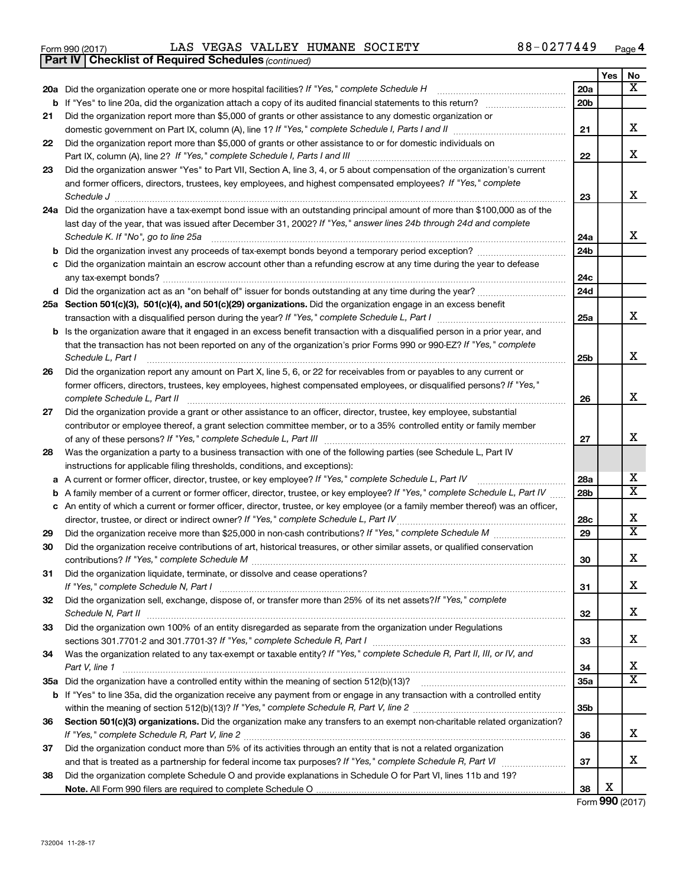Form 990 (2017) LAS VEGAS VALLEY HUMANE SOCIETY 88-0277449 Page 4

**Part IV | Checklist of Required Schedules** *(continued)*

| | | | Yes | No |
|---|---|---|---|---|
| **20a** | Did the organization operate one or more hospital facilities? *If "Yes," complete Schedule H* | 20a | | X |
| **b** | If "Yes" to line 20a, did the organization attach a copy of its audited financial statements to this return? | 20b | | |
| **21** | Did the organization report more than $5,000 of grants or other assistance to any domestic organization or domestic government on Part IX, column (A), line 1? *If "Yes," complete Schedule I, Parts I and II* | 21 | | X |
| **22** | Did the organization report more than $5,000 of grants or other assistance to or for domestic individuals on Part IX, column (A), line 2? *If "Yes," complete Schedule I, Parts I and III* | 22 | | X |
| **23** | Did the organization answer "Yes" to Part VII, Section A, line 3, 4, or 5 about compensation of the organization's current and former officers, directors, trustees, key employees, and highest compensated employees? *If "Yes," complete Schedule J* | 23 | | X |
| **24a** | Did the organization have a tax-exempt bond issue with an outstanding principal amount of more than $100,000 as of the last day of the year, that was issued after December 31, 2002? *If "Yes," answer lines 24b through 24d and complete Schedule K. If "No", go to line 25a* | 24a | | X |
| **b** | Did the organization invest any proceeds of tax-exempt bonds beyond a temporary period exception? | 24b | | |
| **c** | Did the organization maintain an escrow account other than a refunding escrow at any time during the year to defease any tax-exempt bonds? | 24c | | |
| **d** | Did the organization act as an "on behalf of" issuer for bonds outstanding at any time during the year? | 24d | | |
| **25a** | **Section 501(c)(3), 501(c)(4), and 501(c)(29) organizations.** Did the organization engage in an excess benefit transaction with a disqualified person during the year? *If "Yes," complete Schedule L, Part I* | 25a | | X |
| **b** | Is the organization aware that it engaged in an excess benefit transaction with a disqualified person in a prior year, and that the transaction has not been reported on any of the organization's prior Forms 990 or 990-EZ? *If "Yes," complete Schedule L, Part I* | 25b | | X |
| **26** | Did the organization report any amount on Part X, line 5, 6, or 22 for receivables from or payables to any current or former officers, directors, trustees, key employees, highest compensated employees, or disqualified persons? *If "Yes," complete Schedule L, Part II* | 26 | | X |
| **27** | Did the organization provide a grant or other assistance to an officer, director, trustee, key employee, substantial contributor or employee thereof, a grant selection committee member, or to a 35% controlled entity or family member of any of these persons? *If "Yes," complete Schedule L, Part III* | 27 | | X |
| **28** | Was the organization a party to a business transaction with one of the following parties (see Schedule L, Part IV instructions for applicable filing thresholds, conditions, and exceptions): | | | |
| **a** | A current or former officer, director, trustee, or key employee? *If "Yes," complete Schedule L, Part IV* | 28a | | X |
| **b** | A family member of a current or former officer, director, trustee, or key employee? *If "Yes," complete Schedule L, Part IV* | 28b | | X |
| **c** | An entity of which a current or former officer, director, trustee, or key employee (or a family member thereof) was an officer, director, trustee, or direct or indirect owner? *If "Yes," complete Schedule L, Part IV* | 28c | | X |
| **29** | Did the organization receive more than $25,000 in non-cash contributions? *If "Yes," complete Schedule M* | 29 | | X |
| **30** | Did the organization receive contributions of art, historical treasures, or other similar assets, or qualified conservation contributions? *If "Yes," complete Schedule M* | 30 | | X |
| **31** | Did the organization liquidate, terminate, or dissolve and cease operations? *If "Yes," complete Schedule N, Part I* | 31 | | X |
| **32** | Did the organization sell, exchange, dispose of, or transfer more than 25% of its net assets? *If "Yes," complete Schedule N, Part II* | 32 | | X |
| **33** | Did the organization own 100% of an entity disregarded as separate from the organization under Regulations sections 301.7701-2 and 301.7701-3? *If "Yes," complete Schedule R, Part I* | 33 | | X |
| **34** | Was the organization related to any tax-exempt or taxable entity? *If "Yes," complete Schedule R, Part II, III, or IV, and Part V, line 1* | 34 | | X |
| **35a** | Did the organization have a controlled entity within the meaning of section 512(b)(13)? | 35a | | X |
| **b** | If "Yes" to line 35a, did the organization receive any payment from or engage in any transaction with a controlled entity within the meaning of section 512(b)(13)? *If "Yes," complete Schedule R, Part V, line 2* | 35b | | |
| **36** | **Section 501(c)(3) organizations.** Did the organization make any transfers to an exempt non-charitable related organization? *If "Yes," complete Schedule R, Part V, line 2* | 36 | | X |
| **37** | Did the organization conduct more than 5% of its activities through an entity that is not a related organization and that is treated as a partnership for federal income tax purposes? *If "Yes," complete Schedule R, Part VI* | 37 | | X |
| **38** | Did the organization complete Schedule O and provide explanations in Schedule O for Part VI, lines 11b and 19? **Note.** All Form 990 filers are required to complete Schedule O | 38 | X | |

Form **990** (2017)

732004 11-28-17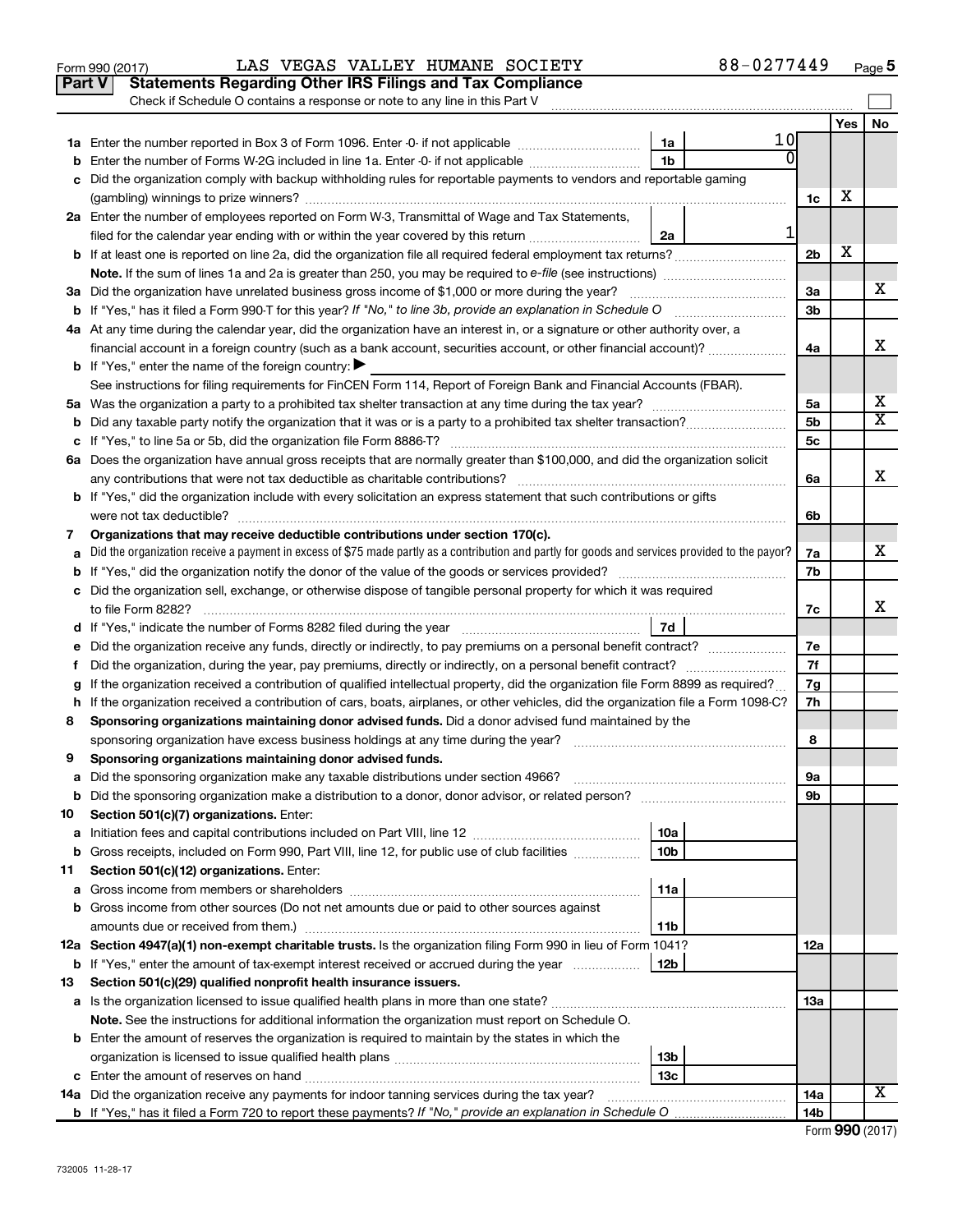Form 990 (2017) LAS VEGAS VALLEY HUMANE SOCIETY 88-0277449

## Part V Statements Regarding Other IRS Filings and Tax Compliance

Check if Schedule O contains a response or note to any line in this Part V

| | | | | | Yes | No |
|---|---|---|---|---|---|---|
| **1a** | Enter the number reported in Box 3 of Form 1096. Enter -0- if not applicable | 1a | 10 | | | |
| **b** | Enter the number of Forms W-2G included in line 1a. Enter -0- if not applicable | 1b | 0 | | | |
| **c** | Did the organization comply with backup withholding rules for reportable payments to vendors and reportable gaming (gambling) winnings to prize winners? | | | 1c | X | |
| **2a** | Enter the number of employees reported on Form W-3, Transmittal of Wage and Tax Statements, filed for the calendar year ending with or within the year covered by this return | 2a | 1 | | | |
| **b** | If at least one is reported on line 2a, did the organization file all required federal employment tax returns? | | | 2b | X | |
| | **Note.** If the sum of lines 1a and 2a is greater than 250, you may be required to *e-file* (see instructions) | | | | | |
| **3a** | Did the organization have unrelated business gross income of $1,000 or more during the year? | | | 3a | | X |
| **b** | If "Yes," has it filed a Form 990-T for this year? *If "No," to line 3b, provide an explanation in Schedule O* | | | 3b | | |
| **4a** | At any time during the calendar year, did the organization have an interest in, or a signature or other authority over, a financial account in a foreign country (such as a bank account, securities account, or other financial account)? | | | 4a | | X |
| **b** | If "Yes," enter the name of the foreign country: ▶ | | | | | |
| | See instructions for filing requirements for FinCEN Form 114, Report of Foreign Bank and Financial Accounts (FBAR). | | | | | |
| **5a** | Was the organization a party to a prohibited tax shelter transaction at any time during the tax year? | | | 5a | | X |
| **b** | Did any taxable party notify the organization that it was or is a party to a prohibited tax shelter transaction? | | | 5b | | X |
| **c** | If "Yes," to line 5a or 5b, did the organization file Form 8886-T? | | | 5c | | |
| **6a** | Does the organization have annual gross receipts that are normally greater than $100,000, and did the organization solicit any contributions that were not tax deductible as charitable contributions? | | | 6a | | X |
| **b** | If "Yes," did the organization include with every solicitation an express statement that such contributions or gifts were not tax deductible? | | | 6b | | |
| **7** | **Organizations that may receive deductible contributions under section 170(c).** | | | | | |
| **a** | Did the organization receive a payment in excess of $75 made partly as a contribution and partly for goods and services provided to the payor? | | | 7a | | X |
| **b** | If "Yes," did the organization notify the donor of the value of the goods or services provided? | | | 7b | | |
| **c** | Did the organization sell, exchange, or otherwise dispose of tangible personal property for which it was required to file Form 8282? | | | 7c | | X |
| **d** | If "Yes," indicate the number of Forms 8282 filed during the year | 7d | | | | |
| **e** | Did the organization receive any funds, directly or indirectly, to pay premiums on a personal benefit contract? | | | 7e | | |
| **f** | Did the organization, during the year, pay premiums, directly or indirectly, on a personal benefit contract? | | | 7f | | |
| **g** | If the organization received a contribution of qualified intellectual property, did the organization file Form 8899 as required? | | | 7g | | |
| **h** | If the organization received a contribution of cars, boats, airplanes, or other vehicles, did the organization file a Form 1098-C? | | | 7h | | |
| **8** | **Sponsoring organizations maintaining donor advised funds.** Did a donor advised fund maintained by the sponsoring organization have excess business holdings at any time during the year? | | | 8 | | |
| **9** | **Sponsoring organizations maintaining donor advised funds.** | | | | | |
| **a** | Did the sponsoring organization make any taxable distributions under section 4966? | | | 9a | | |
| **b** | Did the sponsoring organization make a distribution to a donor, donor advisor, or related person? | | | 9b | | |
| **10** | **Section 501(c)(7) organizations.** Enter: | | | | | |
| **a** | Initiation fees and capital contributions included on Part VIII, line 12 | 10a | | | | |
| **b** | Gross receipts, included on Form 990, Part VIII, line 12, for public use of club facilities | 10b | | | | |
| **11** | **Section 501(c)(12) organizations.** Enter: | | | | | |
| **a** | Gross income from members or shareholders | 11a | | | | |
| **b** | Gross income from other sources (Do not net amounts due or paid to other sources against amounts due or received from them.) | 11b | | | | |
| **12a** | **Section 4947(a)(1) non-exempt charitable trusts.** Is the organization filing Form 990 in lieu of Form 1041? | | | 12a | | |
| **b** | If "Yes," enter the amount of tax-exempt interest received or accrued during the year | 12b | | | | |
| **13** | **Section 501(c)(29) qualified nonprofit health insurance issuers.** | | | | | |
| **a** | Is the organization licensed to issue qualified health plans in more than one state? | | | 13a | | |
| | **Note.** See the instructions for additional information the organization must report on Schedule O. | | | | | |
| **b** | Enter the amount of reserves the organization is required to maintain by the states in which the organization is licensed to issue qualified health plans | 13b | | | | |
| **c** | Enter the amount of reserves on hand | 13c | | | | |
| **14a** | Did the organization receive any payments for indoor tanning services during the tax year? | | | 14a | | X |
| **b** | If "Yes," has it filed a Form 720 to report these payments? *If "No," provide an explanation in Schedule O* | | | 14b | | |

Form **990** (2017)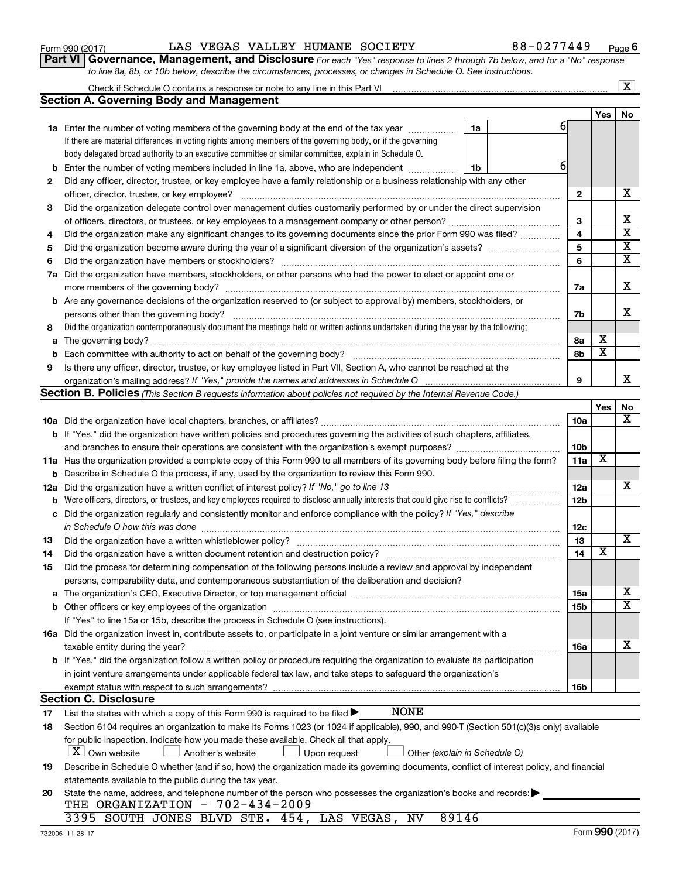Form 990 (2017) LAS VEGAS VALLEY HUMANE SOCIETY 88-0277449

**Part VI Governance, Management, and Disclosure** *For each "Yes" response to lines 2 through 7b below, and for a "No" response to line 8a, 8b, or 10b below, describe the circumstances, processes, or changes in Schedule O. See instructions.*

Check if Schedule O contains a response or note to any line in this Part VI ..... [X]

## Section A. Governing Body and Management

| | | | Yes | No |
|---|---|---|---|---|
| **1a** | Enter the number of voting members of the governing body at the end of the tax year ..... **1a** 6<br>If there are material differences in voting rights among members of the governing body, or if the governing body delegated broad authority to an executive committee or similar committee, explain in Schedule O. | | | |
| **b** | Enter the number of voting members included in line 1a, above, who are independent ..... **1b** 6 | | | |
| **2** | Did any officer, director, trustee, or key employee have a family relationship or a business relationship with any other officer, director, trustee, or key employee? | 2 | | X |
| **3** | Did the organization delegate control over management duties customarily performed by or under the direct supervision of officers, directors, or trustees, or key employees to a management company or other person? | 3 | | X |
| **4** | Did the organization make any significant changes to its governing documents since the prior Form 990 was filed? | 4 | | X |
| **5** | Did the organization become aware during the year of a significant diversion of the organization's assets? | 5 | | X |
| **6** | Did the organization have members or stockholders? | 6 | | X |
| **7a** | Did the organization have members, stockholders, or other persons who had the power to elect or appoint one or more members of the governing body? | 7a | | X |
| **b** | Are any governance decisions of the organization reserved to (or subject to approval by) members, stockholders, or persons other than the governing body? | 7b | | X |
| **8** | Did the organization contemporaneously document the meetings held or written actions undertaken during the year by the following: | | | |
| **a** | The governing body? | 8a | X | |
| **b** | Each committee with authority to act on behalf of the governing body? | 8b | X | |
| **9** | Is there any officer, director, trustee, or key employee listed in Part VII, Section A, who cannot be reached at the organization's mailing address? *If "Yes," provide the names and addresses in Schedule O* | 9 | | X |

## Section B. Policies *(This Section B requests information about policies not required by the Internal Revenue Code.)*

| | | | Yes | No |
|---|---|---|---|---|
| **10a** | Did the organization have local chapters, branches, or affiliates? | 10a | | X |
| **b** | If "Yes," did the organization have written policies and procedures governing the activities of such chapters, affiliates, and branches to ensure their operations are consistent with the organization's exempt purposes? | 10b | | |
| **11a** | Has the organization provided a complete copy of this Form 990 to all members of its governing body before filing the form? | 11a | X | |
| **b** | Describe in Schedule O the process, if any, used by the organization to review this Form 990. | | | |
| **12a** | Did the organization have a written conflict of interest policy? *If "No," go to line 13* | 12a | | X |
| **b** | Were officers, directors, or trustees, and key employees required to disclose annually interests that could give rise to conflicts? | 12b | | |
| **c** | Did the organization regularly and consistently monitor and enforce compliance with the policy? *If "Yes," describe in Schedule O how this was done* | 12c | | |
| **13** | Did the organization have a written whistleblower policy? | 13 | | X |
| **14** | Did the organization have a written document retention and destruction policy? | 14 | X | |
| **15** | Did the process for determining compensation of the following persons include a review and approval by independent persons, comparability data, and contemporaneous substantiation of the deliberation and decision? | | | |
| **a** | The organization's CEO, Executive Director, or top management official | 15a | | X |
| **b** | Other officers or key employees of the organization<br>If "Yes" to line 15a or 15b, describe the process in Schedule O (see instructions). | 15b | | X |
| **16a** | Did the organization invest in, contribute assets to, or participate in a joint venture or similar arrangement with a taxable entity during the year? | 16a | | X |
| **b** | If "Yes," did the organization follow a written policy or procedure requiring the organization to evaluate its participation in joint venture arrangements under applicable federal tax law, and take steps to safeguard the organization's exempt status with respect to such arrangements? | 16b | | |

## Section C. Disclosure

**17** List the states with which a copy of this Form 990 is required to be filed ▶ NONE

**18** Section 6104 requires an organization to make its Forms 1023 (or 1024 if applicable), 990, and 990-T (Section 501(c)(3)s only) available for public inspection. Indicate how you made these available. Check all that apply.

[X] Own website [ ] Another's website [ ] Upon request [ ] Other *(explain in Schedule O)*

**19** Describe in Schedule O whether (and if so, how) the organization made its governing documents, conflict of interest policy, and financial statements available to the public during the tax year.

**20** State the name, address, and telephone number of the person who possesses the organization's books and records: ▶

THE ORGANIZATION - 702-434-2009
3395 SOUTH JONES BLVD STE. 454, LAS VEGAS, NV 89146

732006 11-28-17 Form **990** (2017)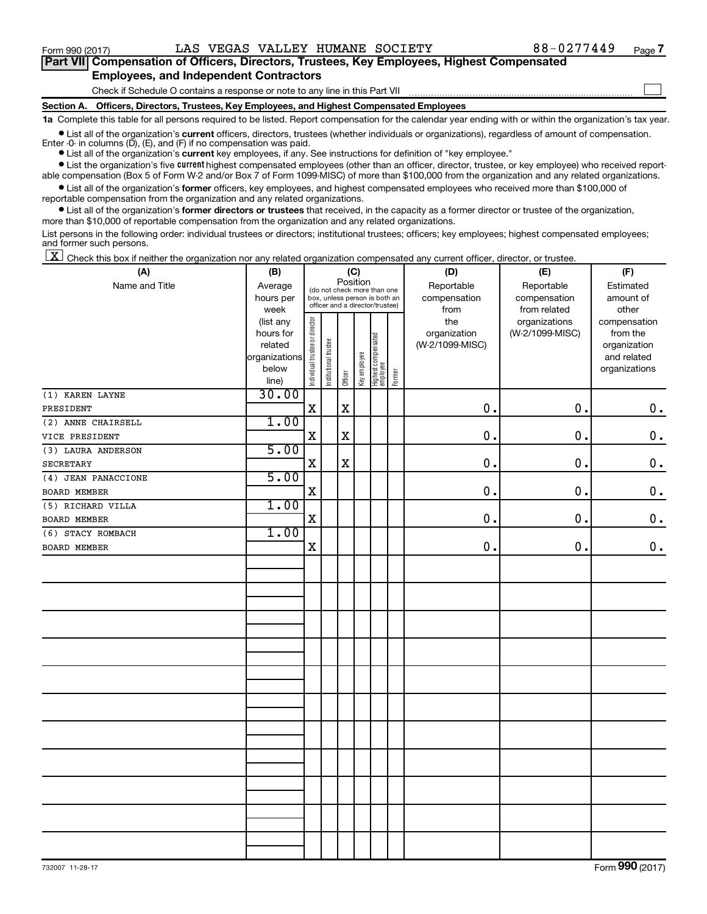Form 990 (2017) LAS VEGAS VALLEY HUMANE SOCIETY 88-0277449

**Part VII Compensation of Officers, Directors, Trustees, Key Employees, Highest Compensated Employees, and Independent Contractors**

Check if Schedule O contains a response or note to any line in this Part VII ☐

**Section A. Officers, Directors, Trustees, Key Employees, and Highest Compensated Employees**

**1a** Complete this table for all persons required to be listed. Report compensation for the calendar year ending with or within the organization's tax year.

- List all of the organization's **current** officers, directors, trustees (whether individuals or organizations), regardless of amount of compensation. Enter -0- in columns (D), (E), and (F) if no compensation was paid.
- List all of the organization's **current** key employees, if any. See instructions for definition of "key employee."
- List the organization's five **current** highest compensated employees (other than an officer, director, trustee, or key employee) who received reportable compensation (Box 5 of Form W-2 and/or Box 7 of Form 1099-MISC) of more than $100,000 from the organization and any related organizations.
- List all of the organization's **former** officers, key employees, and highest compensated employees who received more than $100,000 of reportable compensation from the organization and any related organizations.
- List all of the organization's **former directors or trustees** that received, in the capacity as a former director or trustee of the organization, more than $10,000 of reportable compensation from the organization and any related organizations.

List persons in the following order: individual trustees or directors; institutional trustees; officers; key employees; highest compensated employees; and former such persons.

☒ Check this box if neither the organization nor any related organization compensated any current officer, director, or trustee.

| (A) Name and Title | (B) Average hours per week (list any hours for related organizations below line) | (C) Position: Individual trustee or director | Institutional trustee | Officer | Key employee | Highest compensated employee | Former | (D) Reportable compensation from the organization (W-2/1099-MISC) | (E) Reportable compensation from related organizations (W-2/1099-MISC) | (F) Estimated amount of other compensation from the organization and related organizations |
|---|---|---|---|---|---|---|---|---|---|---|
| (1) KAREN LAYNE<br>PRESIDENT | 30.00 | X | | X | | | | 0. | 0. | 0. |
| (2) ANNE CHAIRSELL<br>VICE PRESIDENT | 1.00 | X | | X | | | | 0. | 0. | 0. |
| (3) LAURA ANDERSON<br>SECRETARY | 5.00 | X | | X | | | | 0. | 0. | 0. |
| (4) JEAN PANACCIONE<br>BOARD MEMBER | 5.00 | X | | | | | | 0. | 0. | 0. |
| (5) RICHARD VILLA<br>BOARD MEMBER | 1.00 | X | | | | | | 0. | 0. | 0. |
| (6) STACY ROMBACH<br>BOARD MEMBER | 1.00 | X | | | | | | 0. | 0. | 0. |

732007 11-28-17 Form **990** (2017)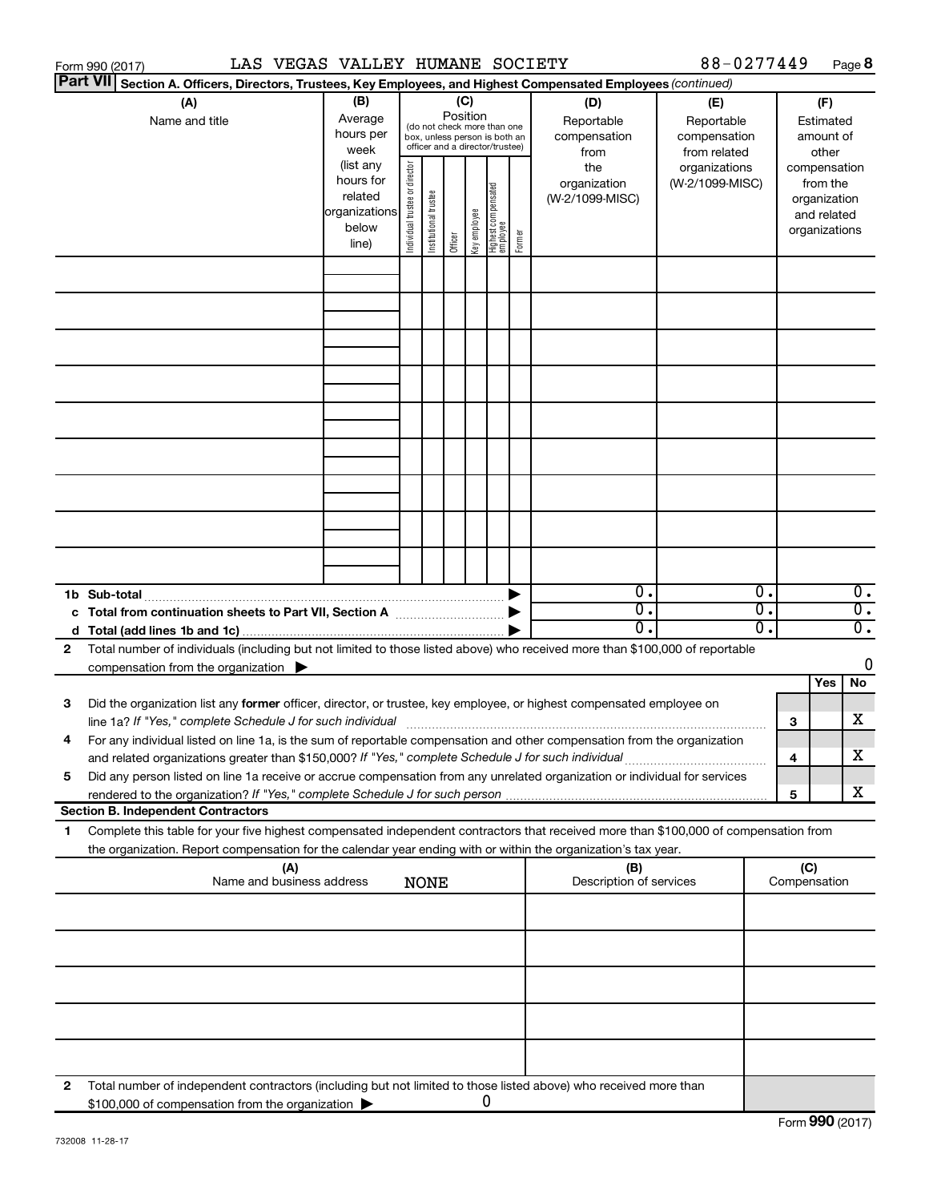Form 990 (2017) LAS VEGAS VALLEY HUMANE SOCIETY 88-0277449 Page **8**

**Part VII** **Section A. Officers, Directors, Trustees, Key Employees, and Highest Compensated Employees** *(continued)*

| (A) Name and title | (B) Average hours per week (list any hours for related organizations below line) | (C) Position (do not check more than one box, unless person is both an officer and a director/trustee): Individual trustee or director | Institutional trustee | Officer | Key employee | Highest compensated employee | Former | (D) Reportable compensation from the organization (W-2/1099-MISC) | (E) Reportable compensation from related organizations (W-2/1099-MISC) | (F) Estimated amount of other compensation from the organization and related organizations |
|---|---|---|---|---|---|---|---|---|---|---|
| | | | | | | | | | | |
| | | | | | | | | | | |
| | | | | | | | | | | |
| | | | | | | | | | | |
| | | | | | | | | | | |
| | | | | | | | | | | |
| | | | | | | | | | | |
| | | | | | | | | | | |
| | | | | | | | | | | |
| **1b Sub-total** | | | | | | | ▶ | 0. | 0. | 0. |
| **c Total from continuation sheets to Part VII, Section A** | | | | | | | ▶ | 0. | 0. | 0. |
| **d Total (add lines 1b and 1c)** | | | | | | | ▶ | 0. | 0. | 0. |

**2** Total number of individuals (including but not limited to those listed above) who received more than $100,000 of reportable compensation from the organization ▶ 0

| | | | Yes | No |
|---|---|---|---|---|
| **3** | Did the organization list any **former** officer, director, or trustee, key employee, or highest compensated employee on line 1a? *If "Yes," complete Schedule J for such individual* | 3 | | X |
| **4** | For any individual listed on line 1a, is the sum of reportable compensation and other compensation from the organization and related organizations greater than $150,000? *If "Yes," complete Schedule J for such individual* | 4 | | X |
| **5** | Did any person listed on line 1a receive or accrue compensation from any unrelated organization or individual for services rendered to the organization? *If "Yes," complete Schedule J for such person* | 5 | | X |

**Section B. Independent Contractors**

**1** Complete this table for your five highest compensated independent contractors that received more than $100,000 of compensation from the organization. Report compensation for the calendar year ending with or within the organization's tax year.

| (A) Name and business address | (B) Description of services | (C) Compensation |
|---|---|---|
| NONE | | |
| | | |
| | | |
| | | |
| | | |

**2** Total number of independent contractors (including but not limited to those listed above) who received more than $100,000 of compensation from the organization ▶ 0

Form **990** (2017)

732008 11-28-17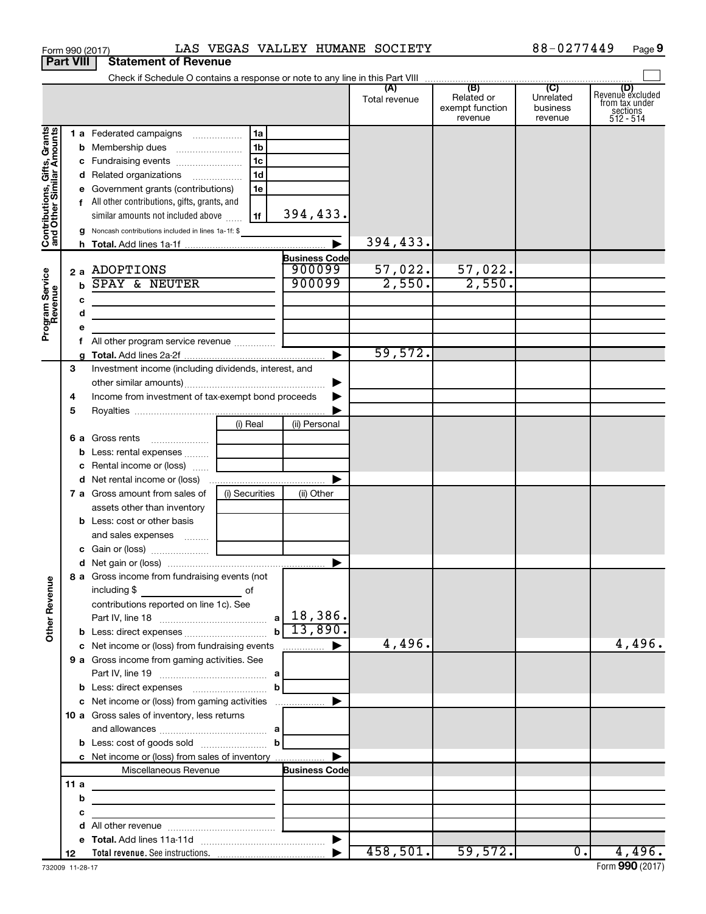Form 990 (2017) LAS VEGAS VALLEY HUMANE SOCIETY 88-0277449

## Part VIII Statement of Revenue

Check if Schedule O contains a response or note to any line in this Part VIII

| | | | | (A) Total revenue | (B) Related or exempt function revenue | (C) Unrelated business revenue | (D) Revenue excluded from tax under sections 512 - 514 |
|---|---|---|---|---|---|---|---|
| **Contributions, Gifts, Grants and Other Similar Amounts** | 1a Federated campaigns | 1a | | | | | |
| | b Membership dues | 1b | | | | | |
| | c Fundraising events | 1c | | | | | |
| | d Related organizations | 1d | | | | | |
| | e Government grants (contributions) | 1e | | | | | |
| | f All other contributions, gifts, grants, and similar amounts not included above | 1f | 394,433. | | | | |
| | g Noncash contributions included in lines 1a-1f: $ | | | | | | |
| | h **Total.** Add lines 1a-1f | | ▶ | 394,433. | | | |
| **Program Service Revenue** | | | **Business Code** | | | | |
| | 2a ADOPTIONS | | 900099 | 57,022. | 57,022. | | |
| | b SPAY & NEUTER | | 900099 | 2,550. | 2,550. | | |
| | c | | | | | | |
| | d | | | | | | |
| | e | | | | | | |
| | f All other program service revenue | | | | | | |
| | g **Total.** Add lines 2a-2f | | ▶ | 59,572. | | | |
| **Other Revenue** | 3 Investment income (including dividends, interest, and other similar amounts) | | ▶ | | | | |
| | 4 Income from investment of tax-exempt bond proceeds | | ▶ | | | | |
| | 5 Royalties | | ▶ | | | | |
| | | (i) Real | (ii) Personal | | | | |
| | 6a Gross rents | | | | | | |
| | b Less: rental expenses | | | | | | |
| | c Rental income or (loss) | | | | | | |
| | d Net rental income or (loss) | | ▶ | | | | |
| | | (i) Securities | (ii) Other | | | | |
| | 7a Gross amount from sales of assets other than inventory | | | | | | |
| | b Less: cost or other basis and sales expenses | | | | | | |
| | c Gain or (loss) | | | | | | |
| | d Net gain or (loss) | | ▶ | | | | |
| | 8a Gross income from fundraising events (not including $ of contributions reported on line 1c). See Part IV, line 18 | a | 18,386. | | | | |
| | b Less: direct expenses | b | 13,890. | | | | |
| | c Net income or (loss) from fundraising events | | ▶ | 4,496. | | | 4,496. |
| | 9a Gross income from gaming activities. See Part IV, line 19 | a | | | | | |
| | b Less: direct expenses | b | | | | | |
| | c Net income or (loss) from gaming activities | | ▶ | | | | |
| | 10a Gross sales of inventory, less returns and allowances | a | | | | | |
| | b Less: cost of goods sold | b | | | | | |
| | c Net income or (loss) from sales of inventory | | ▶ | | | | |
| | Miscellaneous Revenue | | **Business Code** | | | | |
| | 11a | | | | | | |
| | b | | | | | | |
| | c | | | | | | |
| | d All other revenue | | | | | | |
| | e **Total.** Add lines 11a-11d | | ▶ | | | | |
| | 12 **Total revenue.** See instructions. | | ▶ | 458,501. | 59,572. | 0. | 4,496. |

732009 11-28-17

Form **990** (2017)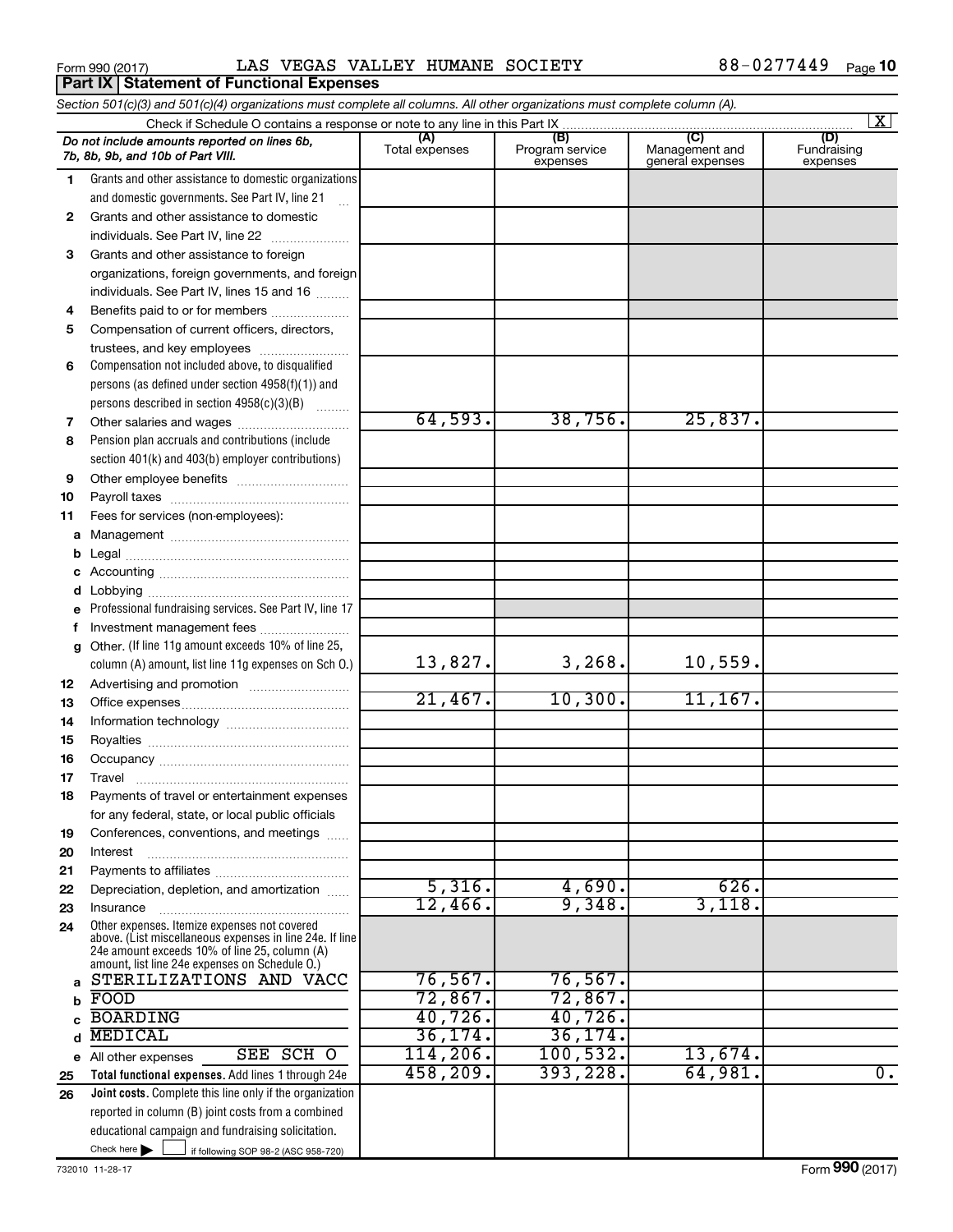Form 990 (2017) LAS VEGAS VALLEY HUMANE SOCIETY 88-0277449 Page 10

**Part IX Statement of Functional Expenses**

*Section 501(c)(3) and 501(c)(4) organizations must complete all columns. All other organizations must complete column (A).*

Check if Schedule O contains a response or note to any line in this Part IX [X]

| | *Do not include amounts reported on lines 6b, 7b, 8b, 9b, and 10b of Part VIII.* | (A) Total expenses | (B) Program service expenses | (C) Management and general expenses | (D) Fundraising expenses |
|---|---|---|---|---|---|
| 1 | Grants and other assistance to domestic organizations and domestic governments. See Part IV, line 21 | | | | |
| 2 | Grants and other assistance to domestic individuals. See Part IV, line 22 | | | | |
| 3 | Grants and other assistance to foreign organizations, foreign governments, and foreign individuals. See Part IV, lines 15 and 16 | | | | |
| 4 | Benefits paid to or for members | | | | |
| 5 | Compensation of current officers, directors, trustees, and key employees | | | | |
| 6 | Compensation not included above, to disqualified persons (as defined under section 4958(f)(1)) and persons described in section 4958(c)(3)(B) | | | | |
| 7 | Other salaries and wages | 64,593. | 38,756. | 25,837. | |
| 8 | Pension plan accruals and contributions (include section 401(k) and 403(b) employer contributions) | | | | |
| 9 | Other employee benefits | | | | |
| 10 | Payroll taxes | | | | |
| 11 | Fees for services (non-employees): | | | | |
| a | Management | | | | |
| b | Legal | | | | |
| c | Accounting | | | | |
| d | Lobbying | | | | |
| e | Professional fundraising services. See Part IV, line 17 | | | | |
| f | Investment management fees | | | | |
| g | Other. (If line 11g amount exceeds 10% of line 25, column (A) amount, list line 11g expenses on Sch O.) | 13,827. | 3,268. | 10,559. | |
| 12 | Advertising and promotion | | | | |
| 13 | Office expenses | 21,467. | 10,300. | 11,167. | |
| 14 | Information technology | | | | |
| 15 | Royalties | | | | |
| 16 | Occupancy | | | | |
| 17 | Travel | | | | |
| 18 | Payments of travel or entertainment expenses for any federal, state, or local public officials | | | | |
| 19 | Conferences, conventions, and meetings | | | | |
| 20 | Interest | | | | |
| 21 | Payments to affiliates | | | | |
| 22 | Depreciation, depletion, and amortization | 5,316. | 4,690. | 626. | |
| 23 | Insurance | 12,466. | 9,348. | 3,118. | |
| 24 | Other expenses. Itemize expenses not covered above. (List miscellaneous expenses in line 24e. If line 24e amount exceeds 10% of line 25, column (A) amount, list line 24e expenses on Schedule O.) | | | | |
| a | STERILIZATIONS AND VACC | 76,567. | 76,567. | | |
| b | FOOD | 72,867. | 72,867. | | |
| c | BOARDING | 40,726. | 40,726. | | |
| d | MEDICAL | 36,174. | 36,174. | | |
| e | All other expenses SEE SCH O | 114,206. | 100,532. | 13,674. | |
| 25 | **Total functional expenses.** Add lines 1 through 24e | 458,209. | 393,228. | 64,981. | 0. |
| 26 | **Joint costs.** Complete this line only if the organization reported in column (B) joint costs from a combined educational campaign and fundraising solicitation. Check here [ ] if following SOP 98-2 (ASC 958-720) | | | | |

732010 11-28-17 Form **990** (2017)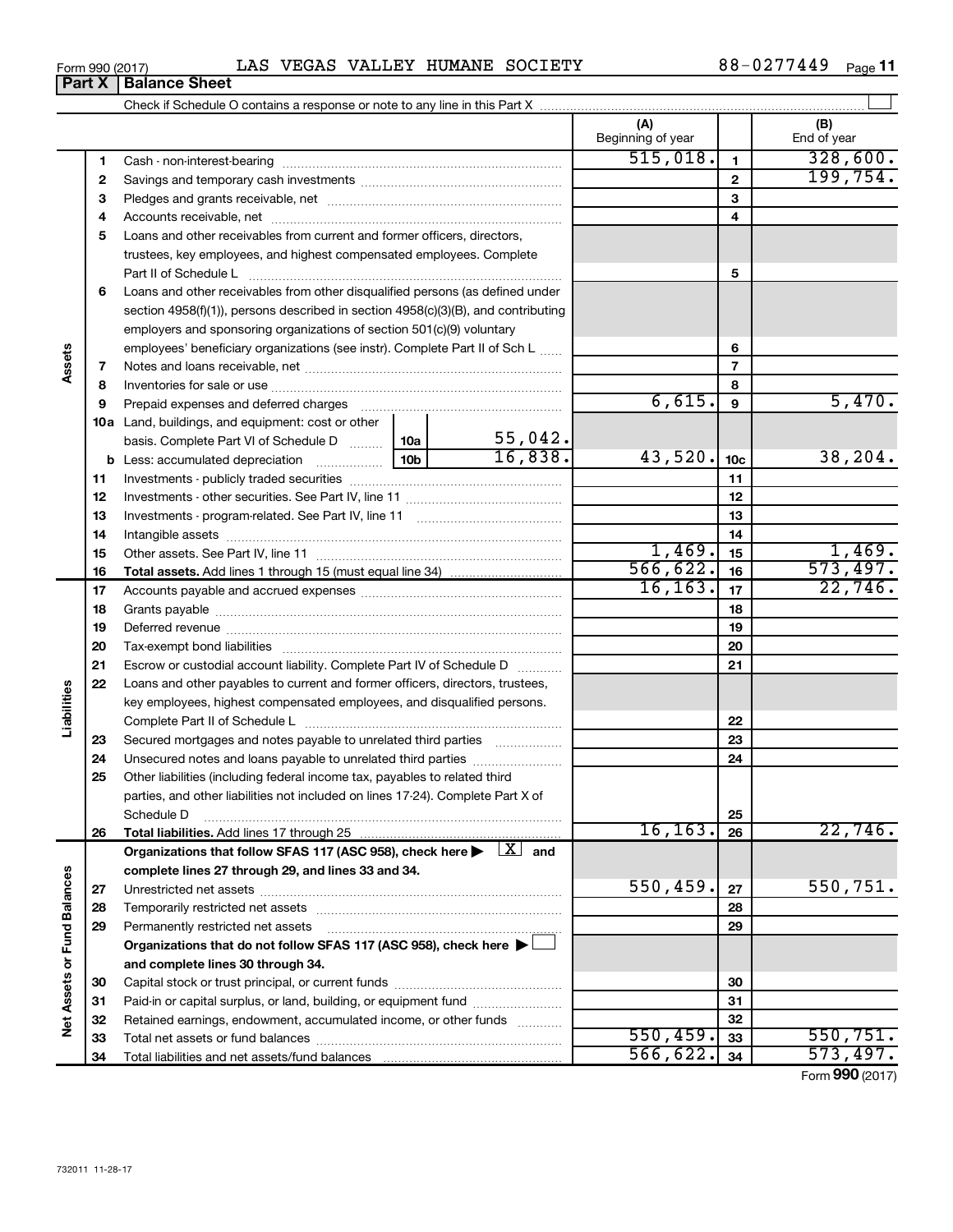Form 990 (2017) LAS VEGAS VALLEY HUMANE SOCIETY 88-0277449

## Part X | Balance Sheet

Check if Schedule O contains a response or note to any line in this Part X

| | | | | (A) Beginning of year | | (B) End of year |
|---|---|---|---|---|---|---|
| **Assets** | 1 | Cash - non-interest-bearing | | 515,018. | 1 | 328,600. |
| | 2 | Savings and temporary cash investments | | | 2 | 199,754. |
| | 3 | Pledges and grants receivable, net | | | 3 | |
| | 4 | Accounts receivable, net | | | 4 | |
| | 5 | Loans and other receivables from current and former officers, directors, trustees, key employees, and highest compensated employees. Complete Part II of Schedule L | | | 5 | |
| | 6 | Loans and other receivables from other disqualified persons (as defined under section 4958(f)(1)), persons described in section 4958(c)(3)(B), and contributing employers and sponsoring organizations of section 501(c)(9) voluntary employees' beneficiary organizations (see instr). Complete Part II of Sch L | | | 6 | |
| | 7 | Notes and loans receivable, net | | | 7 | |
| | 8 | Inventories for sale or use | | | 8 | |
| | 9 | Prepaid expenses and deferred charges | | 6,615. | 9 | 5,470. |
| | 10a | Land, buildings, and equipment: cost or other basis. Complete Part VI of Schedule D | 10a: 55,042. | | | |
| | b | Less: accumulated depreciation | 10b: 16,838. | 43,520. | 10c | 38,204. |
| | 11 | Investments - publicly traded securities | | | 11 | |
| | 12 | Investments - other securities. See Part IV, line 11 | | | 12 | |
| | 13 | Investments - program-related. See Part IV, line 11 | | | 13 | |
| | 14 | Intangible assets | | | 14 | |
| | 15 | Other assets. See Part IV, line 11 | | 1,469. | 15 | 1,469. |
| | 16 | **Total assets.** Add lines 1 through 15 (must equal line 34) | | 566,622. | 16 | 573,497. |
| **Liabilities** | 17 | Accounts payable and accrued expenses | | 16,163. | 17 | 22,746. |
| | 18 | Grants payable | | | 18 | |
| | 19 | Deferred revenue | | | 19 | |
| | 20 | Tax-exempt bond liabilities | | | 20 | |
| | 21 | Escrow or custodial account liability. Complete Part IV of Schedule D | | | 21 | |
| | 22 | Loans and other payables to current and former officers, directors, trustees, key employees, highest compensated employees, and disqualified persons. Complete Part II of Schedule L | | | 22 | |
| | 23 | Secured mortgages and notes payable to unrelated third parties | | | 23 | |
| | 24 | Unsecured notes and loans payable to unrelated third parties | | | 24 | |
| | 25 | Other liabilities (including federal income tax, payables to related third parties, and other liabilities not included on lines 17-24). Complete Part X of Schedule D | | | 25 | |
| | 26 | **Total liabilities.** Add lines 17 through 25 | | 16,163. | 26 | 22,746. |
| **Net Assets or Fund Balances** | | **Organizations that follow SFAS 117 (ASC 958), check here ▶ [X] and complete lines 27 through 29, and lines 33 and 34.** | | | | |
| | 27 | Unrestricted net assets | | 550,459. | 27 | 550,751. |
| | 28 | Temporarily restricted net assets | | | 28 | |
| | 29 | Permanently restricted net assets | | | 29 | |
| | | **Organizations that do not follow SFAS 117 (ASC 958), check here ▶ [ ] and complete lines 30 through 34.** | | | | |
| | 30 | Capital stock or trust principal, or current funds | | | 30 | |
| | 31 | Paid-in or capital surplus, or land, building, or equipment fund | | | 31 | |
| | 32 | Retained earnings, endowment, accumulated income, or other funds | | | 32 | |
| | 33 | Total net assets or fund balances | | 550,459. | 33 | 550,751. |
| | 34 | Total liabilities and net assets/fund balances | | 566,622. | 34 | 573,497. |

Form **990** (2017)

732011 11-28-17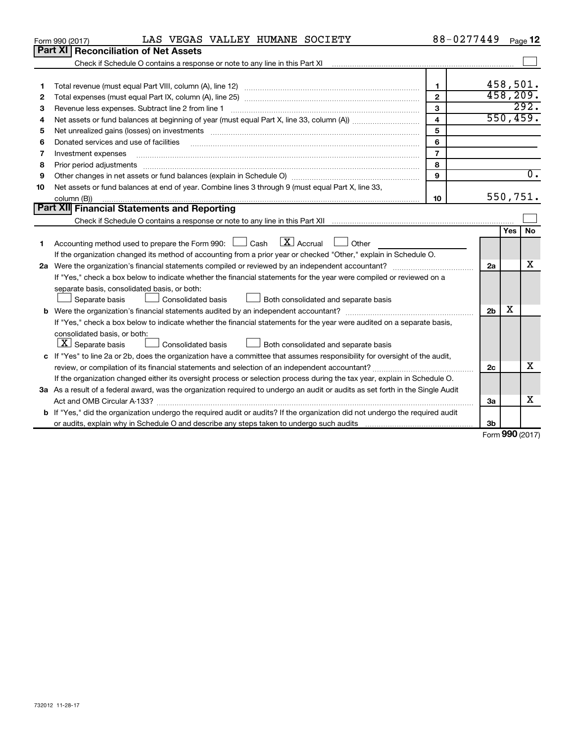Form 990 (2017) LAS VEGAS VALLEY HUMANE SOCIETY 88-0277449

## Part XI Reconciliation of Net Assets

Check if Schedule O contains a response or note to any line in this Part XI ☐

| | | | |
|---|---|---|---|
| 1 | Total revenue (must equal Part VIII, column (A), line 12) | 1 | 458,501. |
| 2 | Total expenses (must equal Part IX, column (A), line 25) | 2 | 458,209. |
| 3 | Revenue less expenses. Subtract line 2 from line 1 | 3 | 292. |
| 4 | Net assets or fund balances at beginning of year (must equal Part X, line 33, column (A)) | 4 | 550,459. |
| 5 | Net unrealized gains (losses) on investments | 5 | |
| 6 | Donated services and use of facilities | 6 | |
| 7 | Investment expenses | 7 | |
| 8 | Prior period adjustments | 8 | |
| 9 | Other changes in net assets or fund balances (explain in Schedule O) | 9 | 0. |
| 10 | Net assets or fund balances at end of year. Combine lines 3 through 9 (must equal Part X, line 33, column (B)) | 10 | 550,751. |

## Part XII Financial Statements and Reporting

Check if Schedule O contains a response or note to any line in this Part XII ☐

| | | | Yes | No |
|---|---|---|---|---|
| 1 | Accounting method used to prepare the Form 990: ☐ Cash ☒ Accrual ☐ Other<br>If the organization changed its method of accounting from a prior year or checked "Other," explain in Schedule O. | | | |
| 2a | Were the organization's financial statements compiled or reviewed by an independent accountant?<br>If "Yes," check a box below to indicate whether the financial statements for the year were compiled or reviewed on a separate basis, consolidated basis, or both:<br>☐ Separate basis ☐ Consolidated basis ☐ Both consolidated and separate basis | 2a | | X |
| b | Were the organization's financial statements audited by an independent accountant?<br>If "Yes," check a box below to indicate whether the financial statements for the year were audited on a separate basis, consolidated basis, or both:<br>☒ Separate basis ☐ Consolidated basis ☐ Both consolidated and separate basis | 2b | X | |
| c | If "Yes" to line 2a or 2b, does the organization have a committee that assumes responsibility for oversight of the audit, review, or compilation of its financial statements and selection of an independent accountant?<br>If the organization changed either its oversight process or selection process during the tax year, explain in Schedule O. | 2c | | X |
| 3a | As a result of a federal award, was the organization required to undergo an audit or audits as set forth in the Single Audit Act and OMB Circular A-133? | 3a | | X |
| b | If "Yes," did the organization undergo the required audit or audits? If the organization did not undergo the required audit or audits, explain why in Schedule O and describe any steps taken to undergo such audits | 3b | | |

Form 990 (2017)

732012 11-28-17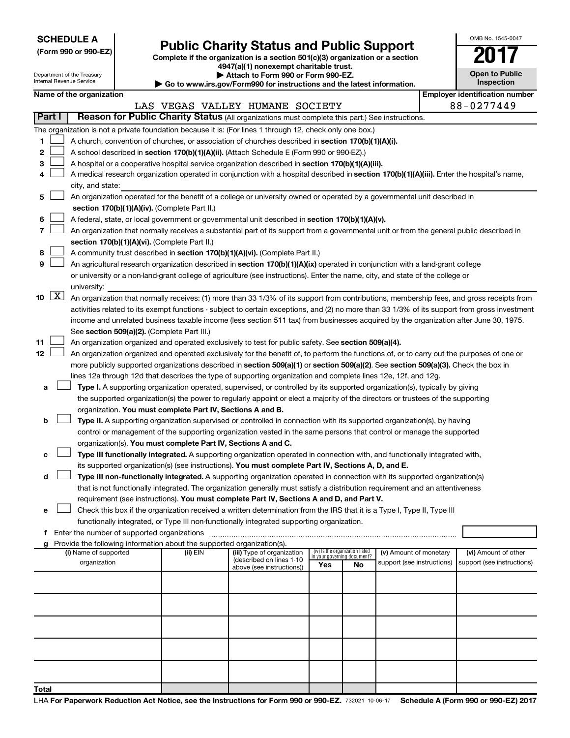**SCHEDULE A**
**(Form 990 or 990-EZ)**

Department of the Treasury
Internal Revenue Service

# Public Charity Status and Public Support

**Complete if the organization is a section 501(c)(3) organization or a section 4947(a)(1) nonexempt charitable trust.**
**▶ Attach to Form 990 or Form 990-EZ.**
**▶ Go to www.irs.gov/Form990 for instructions and the latest information.**

OMB No. 1545-0047

**2017**

**Open to Public Inspection**

**Name of the organization:** LAS VEGAS VALLEY HUMANE SOCIETY

**Employer identification number:** 88-0277449

## Part I Reason for Public Charity Status (All organizations must complete this part.) See instructions.

The organization is not a private foundation because it is: (For lines 1 through 12, check only one box.)

1. ☐ A church, convention of churches, or association of churches described in **section 170(b)(1)(A)(i).**
2. ☐ A school described in **section 170(b)(1)(A)(ii).** (Attach Schedule E (Form 990 or 990-EZ).)
3. ☐ A hospital or a cooperative hospital service organization described in **section 170(b)(1)(A)(iii).**
4. ☐ A medical research organization operated in conjunction with a hospital described in **section 170(b)(1)(A)(iii).** Enter the hospital's name, city, and state:
5. ☐ An organization operated for the benefit of a college or university owned or operated by a governmental unit described in **section 170(b)(1)(A)(iv).** (Complete Part II.)
6. ☐ A federal, state, or local government or governmental unit described in **section 170(b)(1)(A)(v).**
7. ☐ An organization that normally receives a substantial part of its support from a governmental unit or from the general public described in **section 170(b)(1)(A)(vi).** (Complete Part II.)
8. ☐ A community trust described in **section 170(b)(1)(A)(vi).** (Complete Part II.)
9. ☐ An agricultural research organization described in **section 170(b)(1)(A)(ix)** operated in conjunction with a land-grant college or university or a non-land-grant college of agriculture (see instructions). Enter the name, city, and state of the college or university:
10. ☒ An organization that normally receives: (1) more than 33 1/3% of its support from contributions, membership fees, and gross receipts from activities related to its exempt functions - subject to certain exceptions, and (2) no more than 33 1/3% of its support from gross investment income and unrelated business taxable income (less section 511 tax) from businesses acquired by the organization after June 30, 1975. See **section 509(a)(2).** (Complete Part III.)
11. ☐ An organization organized and operated exclusively to test for public safety. See **section 509(a)(4).**
12. ☐ An organization organized and operated exclusively for the benefit of, to perform the functions of, or to carry out the purposes of one or more publicly supported organizations described in **section 509(a)(1)** or **section 509(a)(2).** See **section 509(a)(3).** Check the box in lines 12a through 12d that describes the type of supporting organization and complete lines 12e, 12f, and 12g.

   a. ☐ **Type I.** A supporting organization operated, supervised, or controlled by its supported organization(s), typically by giving the supported organization(s) the power to regularly appoint or elect a majority of the directors or trustees of the supporting organization. **You must complete Part IV, Sections A and B.**

   b. ☐ **Type II.** A supporting organization supervised or controlled in connection with its supported organization(s), by having control or management of the supporting organization vested in the same persons that control or manage the supported organization(s). **You must complete Part IV, Sections A and C.**

   c. ☐ **Type III functionally integrated.** A supporting organization operated in connection with, and functionally integrated with, its supported organization(s) (see instructions). **You must complete Part IV, Sections A, D, and E.**

   d. ☐ **Type III non-functionally integrated.** A supporting organization operated in connection with its supported organization(s) that is not functionally integrated. The organization generally must satisfy a distribution requirement and an attentiveness requirement (see instructions). **You must complete Part IV, Sections A and D, and Part V.**

   e. ☐ Check this box if the organization received a written determination from the IRS that it is a Type I, Type II, Type III functionally integrated, or Type III non-functionally integrated supporting organization.

   f. Enter the number of supported organizations

   g. Provide the following information about the supported organization(s).

| (i) Name of supported organization | (ii) EIN | (iii) Type of organization (described on lines 1-10 above (see instructions)) | (iv) Is the organization listed in your governing document? Yes | No | (v) Amount of monetary support (see instructions) | (vi) Amount of other support (see instructions) |
|---|---|---|---|---|---|---|
| | | | | | | |
| | | | | | | |
| | | | | | | |
| | | | | | | |
| | | | | | | |
| **Total** | | | | | | |

LHA **For Paperwork Reduction Act Notice, see the Instructions for Form 990 or 990-EZ.** 732021 10-06-17 **Schedule A (Form 990 or 990-EZ) 2017**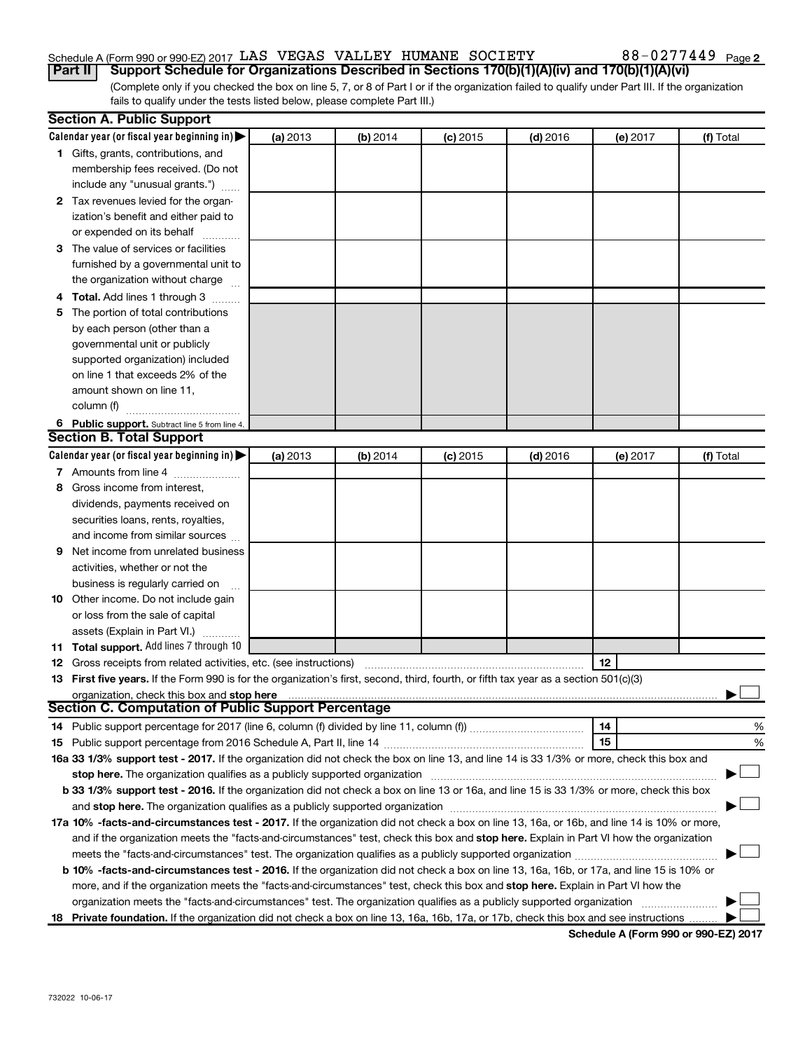Schedule A (Form 990 or 990-EZ) 2017 LAS VEGAS VALLEY HUMANE SOCIETY 88-0277449 Page 2

**Part II | Support Schedule for Organizations Described in Sections 170(b)(1)(A)(iv) and 170(b)(1)(A)(vi)**

(Complete only if you checked the box on line 5, 7, or 8 of Part I or if the organization failed to qualify under Part III. If the organization fails to qualify under the tests listed below, please complete Part III.)

**Section A. Public Support**

| Calendar year (or fiscal year beginning in) ▶ | (a) 2013 | (b) 2014 | (c) 2015 | (d) 2016 | (e) 2017 | (f) Total |
|---|---|---|---|---|---|---|
| 1 Gifts, grants, contributions, and membership fees received. (Do not include any "unusual grants.") | | | | | | |
| 2 Tax revenues levied for the organization's benefit and either paid to or expended on its behalf | | | | | | |
| 3 The value of services or facilities furnished by a governmental unit to the organization without charge | | | | | | |
| 4 **Total.** Add lines 1 through 3 | | | | | | |
| 5 The portion of total contributions by each person (other than a governmental unit or publicly supported organization) included on line 1 that exceeds 2% of the amount shown on line 11, column (f) | | | | | | |
| 6 **Public support.** Subtract line 5 from line 4. | | | | | | |

**Section B. Total Support**

| Calendar year (or fiscal year beginning in) ▶ | (a) 2013 | (b) 2014 | (c) 2015 | (d) 2016 | (e) 2017 | (f) Total |
|---|---|---|---|---|---|---|
| 7 Amounts from line 4 | | | | | | |
| 8 Gross income from interest, dividends, payments received on securities loans, rents, royalties, and income from similar sources | | | | | | |
| 9 Net income from unrelated business activities, whether or not the business is regularly carried on | | | | | | |
| 10 Other income. Do not include gain or loss from the sale of capital assets (Explain in Part VI.) | | | | | | |
| 11 **Total support.** Add lines 7 through 10 | | | | | | |

12 Gross receipts from related activities, etc. (see instructions) | 12 |

13 **First five years.** If the Form 990 is for the organization's first, second, third, fourth, or fifth tax year as a section 501(c)(3) organization, check this box and **stop here** ▶ ☐

**Section C. Computation of Public Support Percentage**

14 Public support percentage for 2017 (line 6, column (f) divided by line 11, column (f)) | 14 | %

15 Public support percentage from 2016 Schedule A, Part II, line 14 | 15 | %

**16a 33 1/3% support test - 2017.** If the organization did not check the box on line 13, and line 14 is 33 1/3% or more, check this box and **stop here.** The organization qualifies as a publicly supported organization ▶ ☐

**b 33 1/3% support test - 2016.** If the organization did not check a box on line 13 or 16a, and line 15 is 33 1/3% or more, check this box and **stop here.** The organization qualifies as a publicly supported organization ▶ ☐

**17a 10% -facts-and-circumstances test - 2017.** If the organization did not check a box on line 13, 16a, or 16b, and line 14 is 10% or more, and if the organization meets the "facts-and-circumstances" test, check this box and **stop here.** Explain in Part VI how the organization meets the "facts-and-circumstances" test. The organization qualifies as a publicly supported organization ▶ ☐

**b 10% -facts-and-circumstances test - 2016.** If the organization did not check a box on line 13, 16a, 16b, or 17a, and line 15 is 10% or more, and if the organization meets the "facts-and-circumstances" test, check this box and **stop here.** Explain in Part VI how the organization meets the "facts-and-circumstances" test. The organization qualifies as a publicly supported organization ▶ ☐

**18 Private foundation.** If the organization did not check a box on line 13, 16a, 16b, 17a, or 17b, check this box and see instructions ▶ ☐

**Schedule A (Form 990 or 990-EZ) 2017**

732022 10-06-17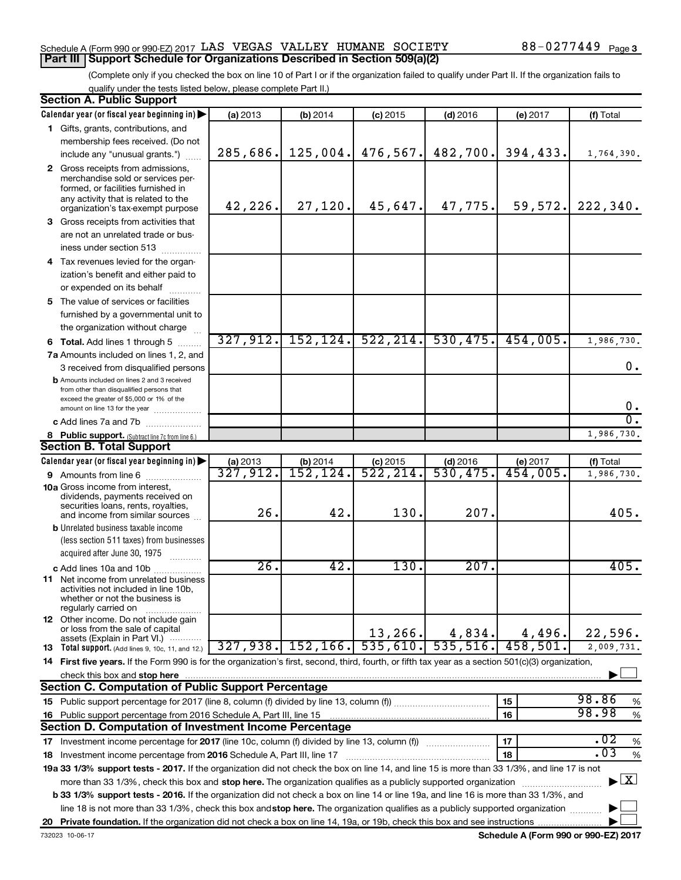Schedule A (Form 990 or 990-EZ) 2017 LAS VEGAS VALLEY HUMANE SOCIETY 88-0277449 Page 3

## Part III Support Schedule for Organizations Described in Section 509(a)(2)

(Complete only if you checked the box on line 10 of Part I or if the organization failed to qualify under Part II. If the organization fails to qualify under the tests listed below, please complete Part II.)

### Section A. Public Support

| Calendar year (or fiscal year beginning in) | (a) 2013 | (b) 2014 | (c) 2015 | (d) 2016 | (e) 2017 | (f) Total |
|---|---|---|---|---|---|---|
| **1** Gifts, grants, contributions, and membership fees received. (Do not include any "unusual grants.") | 285,686. | 125,004. | 476,567. | 482,700. | 394,433. | 1,764,390. |
| **2** Gross receipts from admissions, merchandise sold or services performed, or facilities furnished in any activity that is related to the organization's tax-exempt purpose | 42,226. | 27,120. | 45,647. | 47,775. | 59,572. | 222,340. |
| **3** Gross receipts from activities that are not an unrelated trade or business under section 513 | | | | | | |
| **4** Tax revenues levied for the organization's benefit and either paid to or expended on its behalf | | | | | | |
| **5** The value of services or facilities furnished by a governmental unit to the organization without charge | | | | | | |
| **6 Total.** Add lines 1 through 5 | 327,912. | 152,124. | 522,214. | 530,475. | 454,005. | 1,986,730. |
| **7a** Amounts included on lines 1, 2, and 3 received from disqualified persons | | | | | | 0. |
| **b** Amounts included on lines 2 and 3 received from other than disqualified persons that exceed the greater of $5,000 or 1% of the amount on line 13 for the year | | | | | | 0. |
| **c** Add lines 7a and 7b | | | | | | 0. |
| **8 Public support.** (Subtract line 7c from line 6.) | | | | | | 1,986,730. |

### Section B. Total Support

| Calendar year (or fiscal year beginning in) | (a) 2013 | (b) 2014 | (c) 2015 | (d) 2016 | (e) 2017 | (f) Total |
|---|---|---|---|---|---|---|
| **9** Amounts from line 6 | 327,912. | 152,124. | 522,214. | 530,475. | 454,005. | 1,986,730. |
| **10a** Gross income from interest, dividends, payments received on securities loans, rents, royalties, and income from similar sources | 26. | 42. | 130. | 207. | | 405. |
| **b** Unrelated business taxable income (less section 511 taxes) from businesses acquired after June 30, 1975 | | | | | | |
| **c** Add lines 10a and 10b | 26. | 42. | 130. | 207. | | 405. |
| **11** Net income from unrelated business activities not included in line 10b, whether or not the business is regularly carried on | | | | | | |
| **12** Other income. Do not include gain or loss from the sale of capital assets (Explain in Part VI.) | | | 13,266. | 4,834. | 4,496. | 22,596. |
| **13 Total support.** (Add lines 9, 10c, 11, and 12.) | 327,938. | 152,166. | 535,610. | 535,516. | 458,501. | 2,009,731. |

**14 First five years.** If the Form 990 is for the organization's first, second, third, fourth, or fifth tax year as a section 501(c)(3) organization, check this box and **stop here** ☐

### Section C. Computation of Public Support Percentage

| | | |
|---|---|---|
| **15** Public support percentage for 2017 (line 8, column (f) divided by line 13, column (f)) | 15 | 98.86 % |
| **16** Public support percentage from 2016 Schedule A, Part III, line 15 | 16 | 98.98 % |

### Section D. Computation of Investment Income Percentage

| | | |
|---|---|---|
| **17** Investment income percentage for **2017** (line 10c, column (f) divided by line 13, column (f)) | 17 | .02 % |
| **18** Investment income percentage from **2016** Schedule A, Part III, line 17 | 18 | .03 % |

**19a 33 1/3% support tests - 2017.** If the organization did not check the box on line 14, and line 15 is more than 33 1/3%, and line 17 is not more than 33 1/3%, check this box and **stop here.** The organization qualifies as a publicly supported organization ☒

**b 33 1/3% support tests - 2016.** If the organization did not check a box on line 14 or line 19a, and line 16 is more than 33 1/3%, and line 18 is not more than 33 1/3%, check this box and **stop here.** The organization qualifies as a publicly supported organization ☐

**20 Private foundation.** If the organization did not check a box on line 14, 19a, or 19b, check this box and see instructions ☐

732023 10-06-17 **Schedule A (Form 990 or 990-EZ) 2017**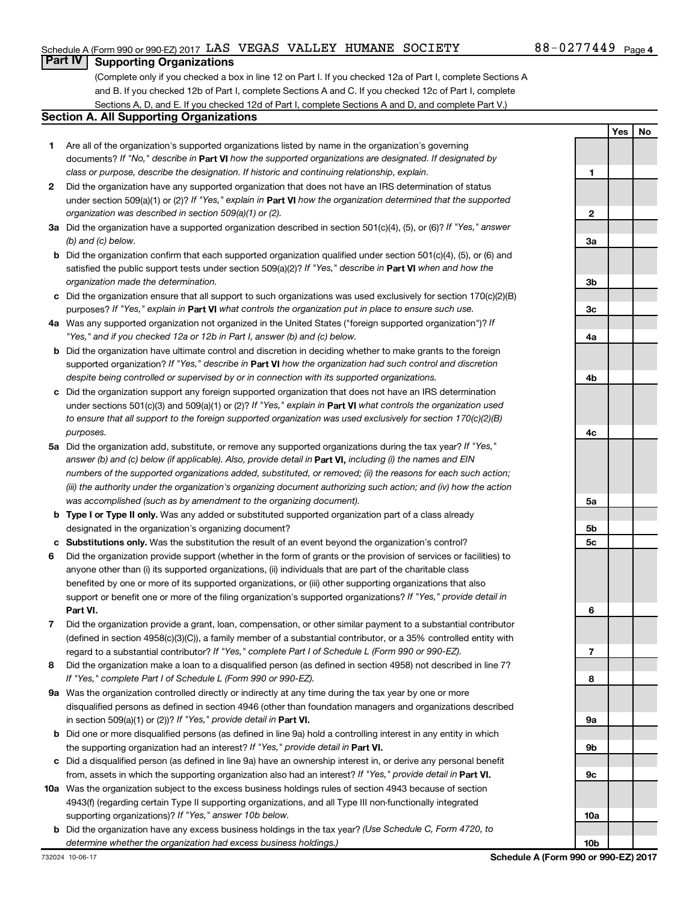Schedule A (Form 990 or 990-EZ) 2017 LAS VEGAS VALLEY HUMANE SOCIETY 88-0277449

## Part IV Supporting Organizations

(Complete only if you checked a box in line 12 on Part I. If you checked 12a of Part I, complete Sections A and B. If you checked 12b of Part I, complete Sections A and C. If you checked 12c of Part I, complete Sections A, D, and E. If you checked 12d of Part I, complete Sections A and D, and complete Part V.)

### Section A. All Supporting Organizations

| | | Line | Yes | No |
|---|---|---|---|---|
| **1** | Are all of the organization's supported organizations listed by name in the organization's governing documents? *If "No," describe in* **Part VI** *how the supported organizations are designated. If designated by class or purpose, describe the designation. If historic and continuing relationship, explain.* | 1 | | |
| **2** | Did the organization have any supported organization that does not have an IRS determination of status under section 509(a)(1) or (2)? *If "Yes," explain in* **Part VI** *how the organization determined that the supported organization was described in section 509(a)(1) or (2).* | 2 | | |
| **3a** | Did the organization have a supported organization described in section 501(c)(4), (5), or (6)? *If "Yes," answer (b) and (c) below.* | 3a | | |
| **b** | Did the organization confirm that each supported organization qualified under section 501(c)(4), (5), or (6) and satisfied the public support tests under section 509(a)(2)? *If "Yes," describe in* **Part VI** *when and how the organization made the determination.* | 3b | | |
| **c** | Did the organization ensure that all support to such organizations was used exclusively for section 170(c)(2)(B) purposes? *If "Yes," explain in* **Part VI** *what controls the organization put in place to ensure such use.* | 3c | | |
| **4a** | Was any supported organization not organized in the United States ("foreign supported organization")? *If "Yes," and if you checked 12a or 12b in Part I, answer (b) and (c) below.* | 4a | | |
| **b** | Did the organization have ultimate control and discretion in deciding whether to make grants to the foreign supported organization? *If "Yes," describe in* **Part VI** *how the organization had such control and discretion despite being controlled or supervised by or in connection with its supported organizations.* | 4b | | |
| **c** | Did the organization support any foreign supported organization that does not have an IRS determination under sections 501(c)(3) and 509(a)(1) or (2)? *If "Yes," explain in* **Part VI** *what controls the organization used to ensure that all support to the foreign supported organization was used exclusively for section 170(c)(2)(B) purposes.* | 4c | | |
| **5a** | Did the organization add, substitute, or remove any supported organizations during the tax year? *If "Yes," answer (b) and (c) below (if applicable). Also, provide detail in* **Part VI,** *including (i) the names and EIN numbers of the supported organizations added, substituted, or removed; (ii) the reasons for each such action; (iii) the authority under the organization's organizing document authorizing such action; and (iv) how the action was accomplished (such as by amendment to the organizing document).* | 5a | | |
| **b** | **Type I or Type II only.** Was any added or substituted supported organization part of a class already designated in the organization's organizing document? | 5b | | |
| **c** | **Substitutions only.** Was the substitution the result of an event beyond the organization's control? | 5c | | |
| **6** | Did the organization provide support (whether in the form of grants or the provision of services or facilities) to anyone other than (i) its supported organizations, (ii) individuals that are part of the charitable class benefited by one or more of its supported organizations, or (iii) other supporting organizations that also support or benefit one or more of the filing organization's supported organizations? *If "Yes," provide detail in* **Part VI.** | 6 | | |
| **7** | Did the organization provide a grant, loan, compensation, or other similar payment to a substantial contributor (defined in section 4958(c)(3)(C)), a family member of a substantial contributor, or a 35% controlled entity with regard to a substantial contributor? *If "Yes," complete Part I of Schedule L (Form 990 or 990-EZ).* | 7 | | |
| **8** | Did the organization make a loan to a disqualified person (as defined in section 4958) not described in line 7? *If "Yes," complete Part I of Schedule L (Form 990 or 990-EZ).* | 8 | | |
| **9a** | Was the organization controlled directly or indirectly at any time during the tax year by one or more disqualified persons as defined in section 4946 (other than foundation managers and organizations described in section 509(a)(1) or (2))? *If "Yes," provide detail in* **Part VI.** | 9a | | |
| **b** | Did one or more disqualified persons (as defined in line 9a) hold a controlling interest in any entity in which the supporting organization had an interest? *If "Yes," provide detail in* **Part VI.** | 9b | | |
| **c** | Did a disqualified person (as defined in line 9a) have an ownership interest in, or derive any personal benefit from, assets in which the supporting organization also had an interest? *If "Yes," provide detail in* **Part VI.** | 9c | | |
| **10a** | Was the organization subject to the excess business holdings rules of section 4943 because of section 4943(f) (regarding certain Type II supporting organizations, and all Type III non-functionally integrated supporting organizations)? *If "Yes," answer 10b below.* | 10a | | |
| **b** | Did the organization have any excess business holdings in the tax year? *(Use Schedule C, Form 4720, to determine whether the organization had excess business holdings.)* | 10b | | |

732024 10-06-17 **Schedule A (Form 990 or 990-EZ) 2017**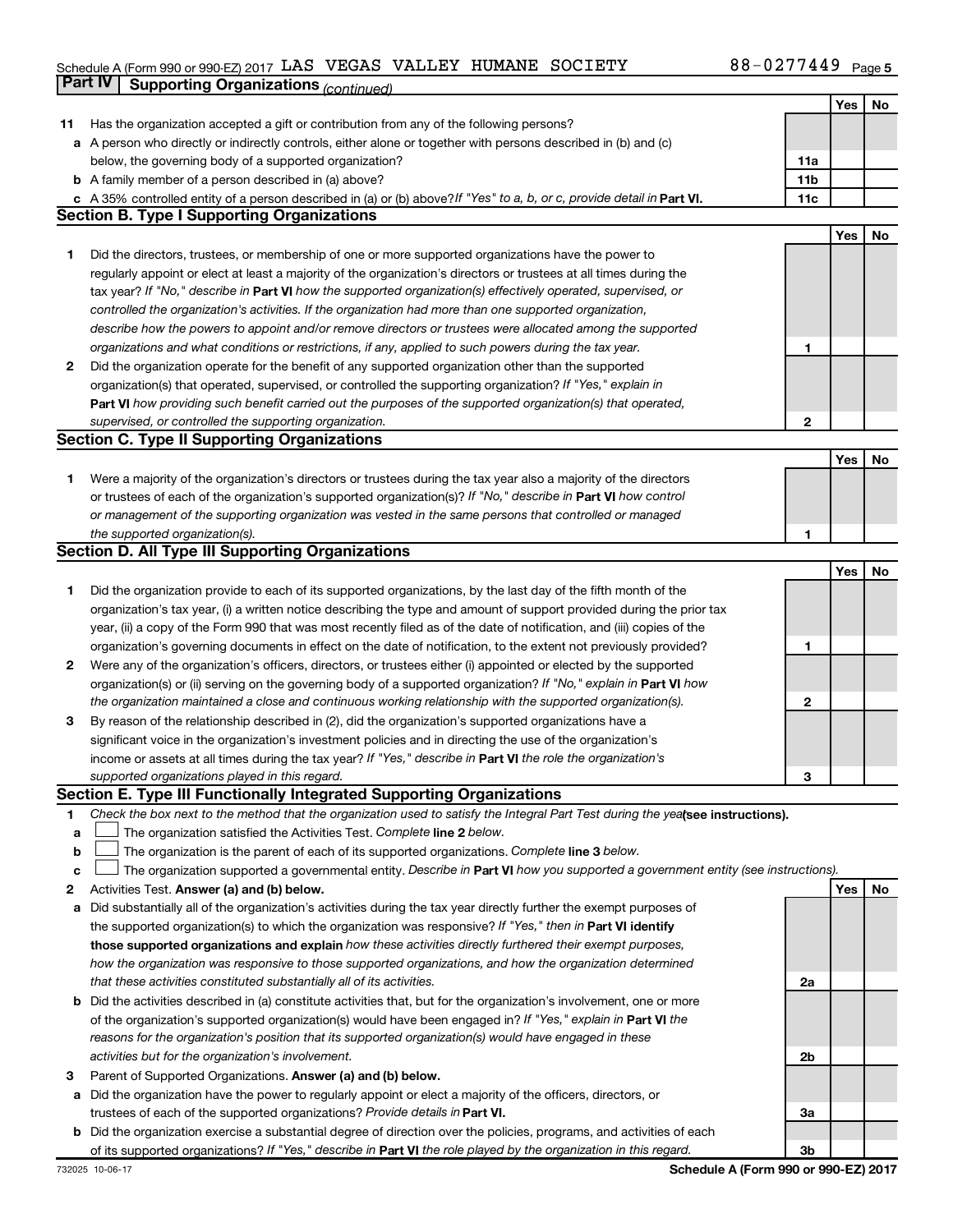Schedule A (Form 990 or 990-EZ) 2017 LAS VEGAS VALLEY HUMANE SOCIETY 88-0277449

## Part IV Supporting Organizations *(continued)*

| | | | Yes | No |
|---|---|---|---|---|
| **11** | Has the organization accepted a gift or contribution from any of the following persons? | | | |
| **a** | A person who directly or indirectly controls, either alone or together with persons described in (b) and (c) below, the governing body of a supported organization? | **11a** | | |
| **b** | A family member of a person described in (a) above? | **11b** | | |
| **c** | A 35% controlled entity of a person described in (a) or (b) above? *If "Yes" to a, b, or c, provide detail in* **Part VI.** | **11c** | | |

### Section B. Type I Supporting Organizations

| | | | Yes | No |
|---|---|---|---|---|
| **1** | Did the directors, trustees, or membership of one or more supported organizations have the power to regularly appoint or elect at least a majority of the organization's directors or trustees at all times during the tax year? *If "No," describe in* **Part VI** *how the supported organization(s) effectively operated, supervised, or controlled the organization's activities. If the organization had more than one supported organization, describe how the powers to appoint and/or remove directors or trustees were allocated among the supported organizations and what conditions or restrictions, if any, applied to such powers during the tax year.* | **1** | | |
| **2** | Did the organization operate for the benefit of any supported organization other than the supported organization(s) that operated, supervised, or controlled the supporting organization? *If "Yes," explain in* **Part VI** *how providing such benefit carried out the purposes of the supported organization(s) that operated, supervised, or controlled the supporting organization.* | **2** | | |

### Section C. Type II Supporting Organizations

| | | | Yes | No |
|---|---|---|---|---|
| **1** | Were a majority of the organization's directors or trustees during the tax year also a majority of the directors or trustees of each of the organization's supported organization(s)? *If "No," describe in* **Part VI** *how control or management of the supporting organization was vested in the same persons that controlled or managed the supported organization(s).* | **1** | | |

### Section D. All Type III Supporting Organizations

| | | | Yes | No |
|---|---|---|---|---|
| **1** | Did the organization provide to each of its supported organizations, by the last day of the fifth month of the organization's tax year, (i) a written notice describing the type and amount of support provided during the prior tax year, (ii) a copy of the Form 990 that was most recently filed as of the date of notification, and (iii) copies of the organization's governing documents in effect on the date of notification, to the extent not previously provided? | **1** | | |
| **2** | Were any of the organization's officers, directors, or trustees either (i) appointed or elected by the supported organization(s) or (ii) serving on the governing body of a supported organization? *If "No," explain in* **Part VI** *how the organization maintained a close and continuous working relationship with the supported organization(s).* | **2** | | |
| **3** | By reason of the relationship described in (2), did the organization's supported organizations have a significant voice in the organization's investment policies and in directing the use of the organization's income or assets at all times during the tax year? *If "Yes," describe in* **Part VI** *the role the organization's supported organizations played in this regard.* | **3** | | |

### Section E. Type III Functionally Integrated Supporting Organizations

**1** *Check the box next to the method that the organization used to satisfy the Integral Part Test during the year* **(see instructions).**

- **a** ☐ The organization satisfied the Activities Test. *Complete* **line 2** *below.*
- **b** ☐ The organization is the parent of each of its supported organizations. *Complete* **line 3** *below.*
- **c** ☐ The organization supported a governmental entity. *Describe in* **Part VI** *how you supported a government entity (see instructions).*

| | | | Yes | No |
|---|---|---|---|---|
| **2** | Activities Test. **Answer (a) and (b) below.** | | | |
| **a** | Did substantially all of the organization's activities during the tax year directly further the exempt purposes of the supported organization(s) to which the organization was responsive? *If "Yes," then in* **Part VI identify those supported organizations and explain** *how these activities directly furthered their exempt purposes, how the organization was responsive to those supported organizations, and how the organization determined that these activities constituted substantially all of its activities.* | **2a** | | |
| **b** | Did the activities described in (a) constitute activities that, but for the organization's involvement, one or more of the organization's supported organization(s) would have been engaged in? *If "Yes," explain in* **Part VI** *the reasons for the organization's position that its supported organization(s) would have engaged in these activities but for the organization's involvement.* | **2b** | | |
| **3** | Parent of Supported Organizations. **Answer (a) and (b) below.** | | | |
| **a** | Did the organization have the power to regularly appoint or elect a majority of the officers, directors, or trustees of each of the supported organizations? *Provide details in* **Part VI.** | **3a** | | |
| **b** | Did the organization exercise a substantial degree of direction over the policies, programs, and activities of each of its supported organizations? *If "Yes," describe in* **Part VI** *the role played by the organization in this regard.* | **3b** | | |

732025 10-06-17 **Schedule A (Form 990 or 990-EZ) 2017**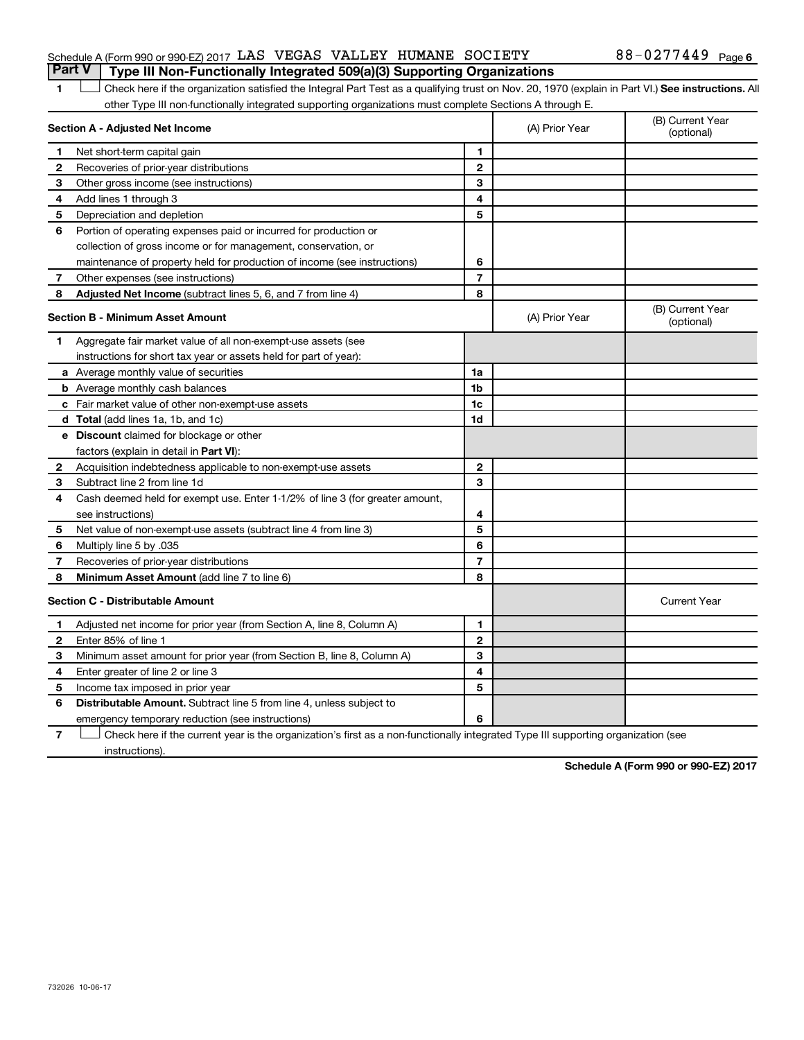Schedule A (Form 990 or 990-EZ) 2017 LAS VEGAS VALLEY HUMANE SOCIETY 88-0277449 Page 6

## Part V | Type III Non-Functionally Integrated 509(a)(3) Supporting Organizations

1 ☐ Check here if the organization satisfied the Integral Part Test as a qualifying trust on Nov. 20, 1970 (explain in Part VI.) **See instructions.** All other Type III non-functionally integrated supporting organizations must complete Sections A through E.

| Section A - Adjusted Net Income | | | (A) Prior Year | (B) Current Year (optional) |
|---|---|---|---|---|
| 1 | Net short-term capital gain | 1 | | |
| 2 | Recoveries of prior-year distributions | 2 | | |
| 3 | Other gross income (see instructions) | 3 | | |
| 4 | Add lines 1 through 3 | 4 | | |
| 5 | Depreciation and depletion | 5 | | |
| 6 | Portion of operating expenses paid or incurred for production or collection of gross income or for management, conservation, or maintenance of property held for production of income (see instructions) | 6 | | |
| 7 | Other expenses (see instructions) | 7 | | |
| 8 | **Adjusted Net Income** (subtract lines 5, 6, and 7 from line 4) | 8 | | |

| Section B - Minimum Asset Amount | | | (A) Prior Year | (B) Current Year (optional) |
|---|---|---|---|---|
| 1 | Aggregate fair market value of all non-exempt-use assets (see instructions for short tax year or assets held for part of year): | | | |
| a | Average monthly value of securities | 1a | | |
| b | Average monthly cash balances | 1b | | |
| c | Fair market value of other non-exempt-use assets | 1c | | |
| d | **Total** (add lines 1a, 1b, and 1c) | 1d | | |
| e | **Discount** claimed for blockage or other factors (explain in detail in **Part VI**): | | | |
| 2 | Acquisition indebtedness applicable to non-exempt-use assets | 2 | | |
| 3 | Subtract line 2 from line 1d | 3 | | |
| 4 | Cash deemed held for exempt use. Enter 1-1/2% of line 3 (for greater amount, see instructions) | 4 | | |
| 5 | Net value of non-exempt-use assets (subtract line 4 from line 3) | 5 | | |
| 6 | Multiply line 5 by .035 | 6 | | |
| 7 | Recoveries of prior-year distributions | 7 | | |
| 8 | **Minimum Asset Amount** (add line 7 to line 6) | 8 | | |

| Section C - Distributable Amount | | | | Current Year |
|---|---|---|---|---|
| 1 | Adjusted net income for prior year (from Section A, line 8, Column A) | 1 | | |
| 2 | Enter 85% of line 1 | 2 | | |
| 3 | Minimum asset amount for prior year (from Section B, line 8, Column A) | 3 | | |
| 4 | Enter greater of line 2 or line 3 | 4 | | |
| 5 | Income tax imposed in prior year | 5 | | |
| 6 | **Distributable Amount.** Subtract line 5 from line 4, unless subject to emergency temporary reduction (see instructions) | 6 | | |

7 ☐ Check here if the current year is the organization's first as a non-functionally integrated Type III supporting organization (see instructions).

**Schedule A (Form 990 or 990-EZ) 2017**

732026 10-06-17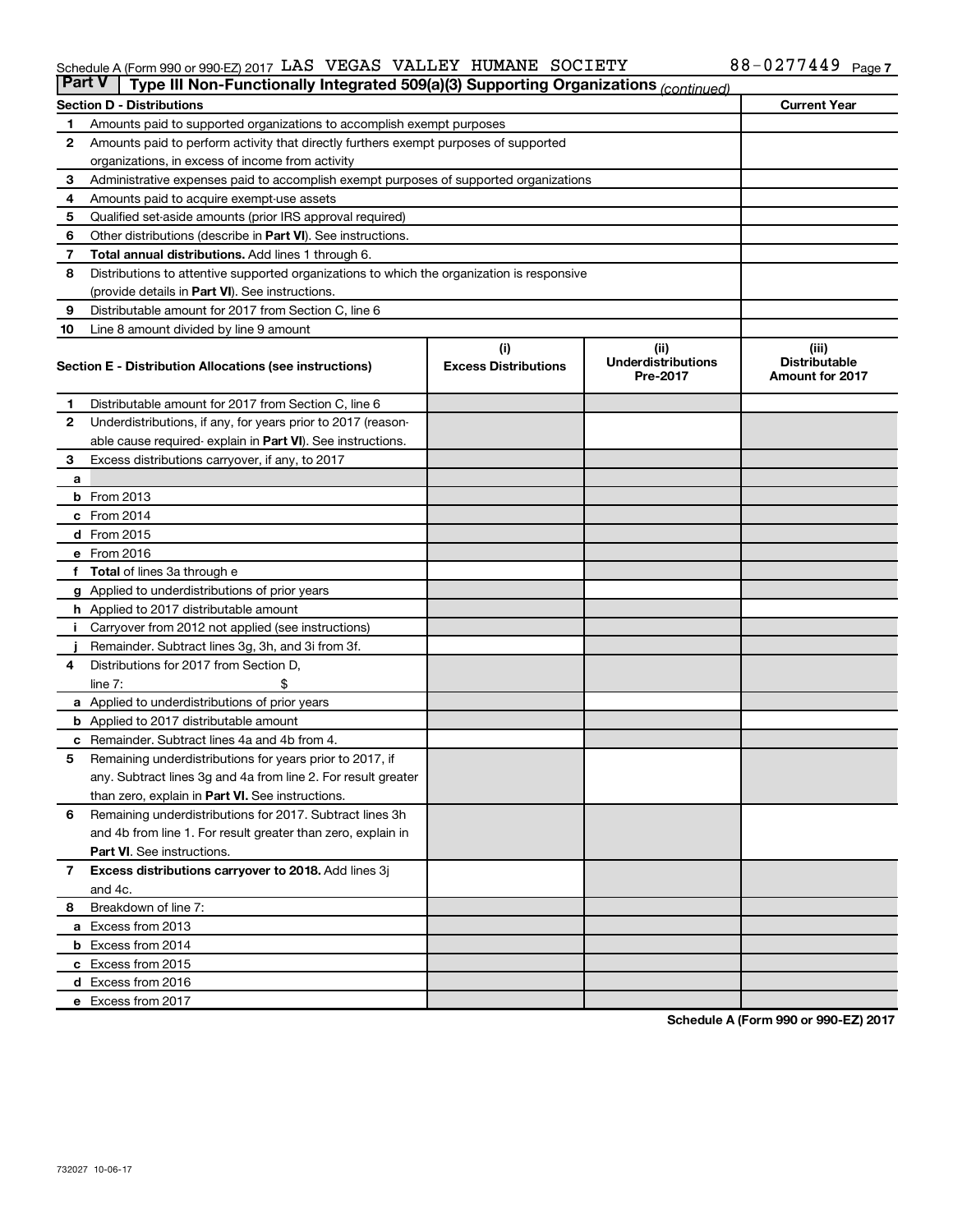Schedule A (Form 990 or 990-EZ) 2017 LAS VEGAS VALLEY HUMANE SOCIETY 88-0277449 Page 7

**Part V | Type III Non-Functionally Integrated 509(a)(3) Supporting Organizations** *(continued)*

| Section D - Distributions | | Current Year |
|---|---|---|
| 1 | Amounts paid to supported organizations to accomplish exempt purposes | |
| 2 | Amounts paid to perform activity that directly furthers exempt purposes of supported organizations, in excess of income from activity | |
| 3 | Administrative expenses paid to accomplish exempt purposes of supported organizations | |
| 4 | Amounts paid to acquire exempt-use assets | |
| 5 | Qualified set-aside amounts (prior IRS approval required) | |
| 6 | Other distributions (describe in **Part VI**). See instructions. | |
| 7 | **Total annual distributions.** Add lines 1 through 6. | |
| 8 | Distributions to attentive supported organizations to which the organization is responsive (provide details in **Part VI**). See instructions. | |
| 9 | Distributable amount for 2017 from Section C, line 6 | |
| 10 | Line 8 amount divided by line 9 amount | |

| Section E - Distribution Allocations (see instructions) | | (i) Excess Distributions | (ii) Underdistributions Pre-2017 | (iii) Distributable Amount for 2017 |
|---|---|---|---|---|
| 1 | Distributable amount for 2017 from Section C, line 6 | | | |
| 2 | Underdistributions, if any, for years prior to 2017 (reasonable cause required- explain in **Part VI**). See instructions. | | | |
| 3 | Excess distributions carryover, if any, to 2017 | | | |
| a | | | | |
| b | From 2013 | | | |
| c | From 2014 | | | |
| d | From 2015 | | | |
| e | From 2016 | | | |
| f | **Total** of lines 3a through e | | | |
| g | Applied to underdistributions of prior years | | | |
| h | Applied to 2017 distributable amount | | | |
| i | Carryover from 2012 not applied (see instructions) | | | |
| j | Remainder. Subtract lines 3g, 3h, and 3i from 3f. | | | |
| 4 | Distributions for 2017 from Section D, line 7: $ | | | |
| a | Applied to underdistributions of prior years | | | |
| b | Applied to 2017 distributable amount | | | |
| c | Remainder. Subtract lines 4a and 4b from 4. | | | |
| 5 | Remaining underdistributions for years prior to 2017, if any. Subtract lines 3g and 4a from line 2. For result greater than zero, explain in **Part VI.** See instructions. | | | |
| 6 | Remaining underdistributions for 2017. Subtract lines 3h and 4b from line 1. For result greater than zero, explain in **Part VI**. See instructions. | | | |
| 7 | **Excess distributions carryover to 2018.** Add lines 3j and 4c. | | | |
| 8 | Breakdown of line 7: | | | |
| a | Excess from 2013 | | | |
| b | Excess from 2014 | | | |
| c | Excess from 2015 | | | |
| d | Excess from 2016 | | | |
| e | Excess from 2017 | | | |

**Schedule A (Form 990 or 990-EZ) 2017**

732027 10-06-17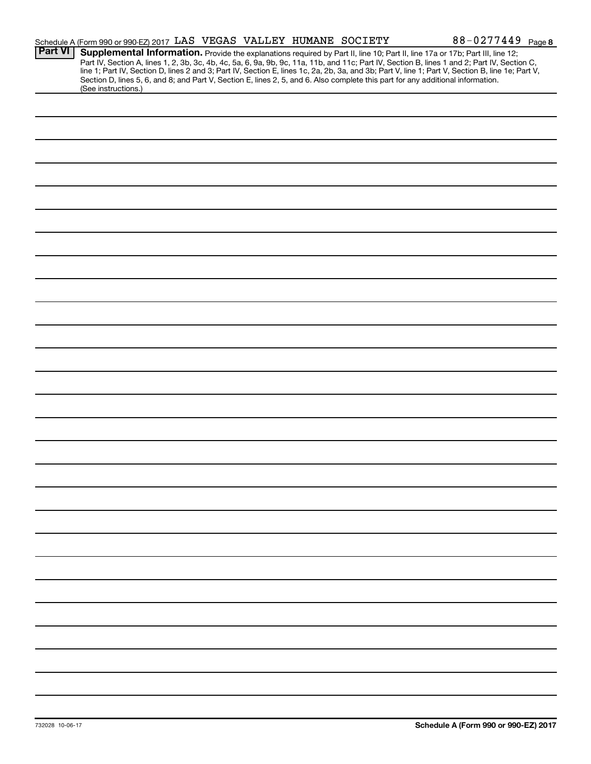Schedule A (Form 990 or 990-EZ) 2017 LAS VEGAS VALLEY HUMANE SOCIETY 88-0277449

**Part VI** **Supplemental Information.** Provide the explanations required by Part II, line 10; Part II, line 17a or 17b; Part III, line 12; Part IV, Section A, lines 1, 2, 3b, 3c, 4b, 4c, 5a, 6, 9a, 9b, 9c, 11a, 11b, and 11c; Part IV, Section B, lines 1 and 2; Part IV, Section C, line 1; Part IV, Section D, lines 2 and 3; Part IV, Section E, lines 1c, 2a, 2b, 3a, and 3b; Part V, line 1; Part V, Section B, line 1e; Part V, Section D, lines 5, 6, and 8; and Part V, Section E, lines 2, 5, and 6. Also complete this part for any additional information. (See instructions.)

732028 10-06-17

**Schedule A (Form 990 or 990-EZ) 2017**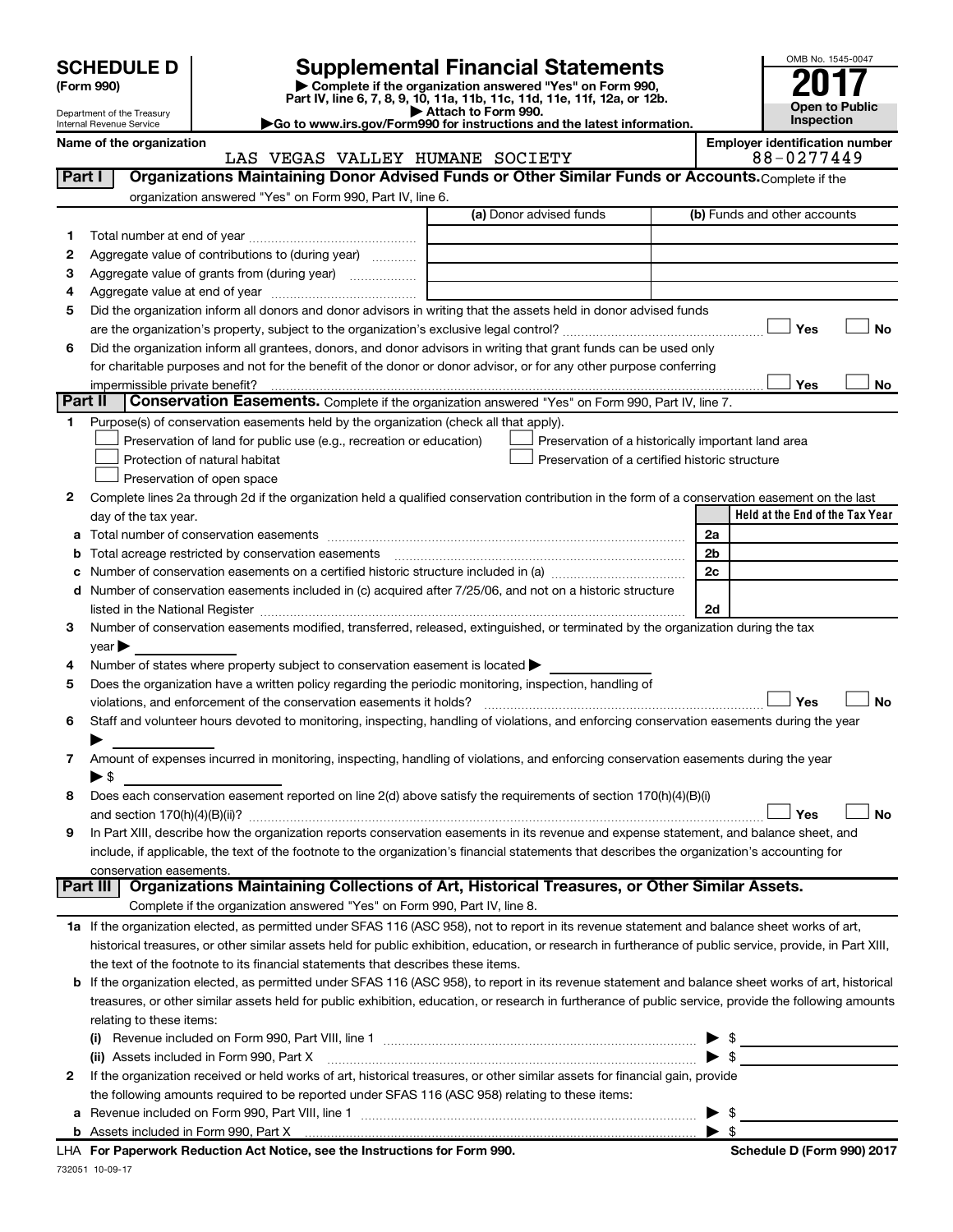**SCHEDULE D** (Form 990)

Department of the Treasury
Internal Revenue Service

# Supplemental Financial Statements

▶ Complete if the organization answered "Yes" on Form 990, Part IV, line 6, 7, 8, 9, 10, 11a, 11b, 11c, 11d, 11e, 11f, 12a, or 12b.
▶ Attach to Form 990.
▶Go to www.irs.gov/Form990 for instructions and the latest information.

OMB No. 1545-0047
**2017**
**Open to Public Inspection**

**Name of the organization:** LAS VEGAS VALLEY HUMANE SOCIETY
**Employer identification number:** 88-0277449

## Part I Organizations Maintaining Donor Advised Funds or Other Similar Funds or Accounts.

Complete if the organization answered "Yes" on Form 990, Part IV, line 6.

| | | (a) Donor advised funds | (b) Funds and other accounts |
|---|---|---|---|
| 1 | Total number at end of year | | |
| 2 | Aggregate value of contributions to (during year) | | |
| 3 | Aggregate value of grants from (during year) | | |
| 4 | Aggregate value at end of year | | |

5 Did the organization inform all donors and donor advisors in writing that the assets held in donor advised funds are the organization's property, subject to the organization's exclusive legal control? ☐ Yes ☐ No

6 Did the organization inform all grantees, donors, and donor advisors in writing that grant funds can be used only for charitable purposes and not for the benefit of the donor or donor advisor, or for any other purpose conferring impermissible private benefit? ☐ Yes ☐ No

## Part II Conservation Easements.

Complete if the organization answered "Yes" on Form 990, Part IV, line 7.

1 Purpose(s) of conservation easements held by the organization (check all that apply).

- ☐ Preservation of land for public use (e.g., recreation or education)
- ☐ Preservation of a historically important land area
- ☐ Protection of natural habitat
- ☐ Preservation of a certified historic structure
- ☐ Preservation of open space

2 Complete lines 2a through 2d if the organization held a qualified conservation contribution in the form of a conservation easement on the last day of the tax year.

| | | | Held at the End of the Tax Year |
|---|---|---|---|
| a | Total number of conservation easements | 2a | |
| b | Total acreage restricted by conservation easements | 2b | |
| c | Number of conservation easements on a certified historic structure included in (a) | 2c | |
| d | Number of conservation easements included in (c) acquired after 7/25/06, and not on a historic structure listed in the National Register | 2d | |

3 Number of conservation easements modified, transferred, released, extinguished, or terminated by the organization during the tax year ▶

4 Number of states where property subject to conservation easement is located ▶

5 Does the organization have a written policy regarding the periodic monitoring, inspection, handling of violations, and enforcement of the conservation easements it holds? ☐ Yes ☐ No

6 Staff and volunteer hours devoted to monitoring, inspecting, handling of violations, and enforcing conservation easements during the year ▶

7 Amount of expenses incurred in monitoring, inspecting, handling of violations, and enforcing conservation easements during the year ▶ $

8 Does each conservation easement reported on line 2(d) above satisfy the requirements of section 170(h)(4)(B)(i) and section 170(h)(4)(B)(ii)? ☐ Yes ☐ No

9 In Part XIII, describe how the organization reports conservation easements in its revenue and expense statement, and balance sheet, and include, if applicable, the text of the footnote to the organization's financial statements that describes the organization's accounting for conservation easements.

## Part III Organizations Maintaining Collections of Art, Historical Treasures, or Other Similar Assets.

Complete if the organization answered "Yes" on Form 990, Part IV, line 8.

1a If the organization elected, as permitted under SFAS 116 (ASC 958), not to report in its revenue statement and balance sheet works of art, historical treasures, or other similar assets held for public exhibition, education, or research in furtherance of public service, provide, in Part XIII, the text of the footnote to its financial statements that describes these items.

b If the organization elected, as permitted under SFAS 116 (ASC 958), to report in its revenue statement and balance sheet works of art, historical treasures, or other similar assets held for public exhibition, education, or research in furtherance of public service, provide the following amounts relating to these items:

(i) Revenue included on Form 990, Part VIII, line 1 ▶ $

(ii) Assets included in Form 990, Part X ▶ $

2 If the organization received or held works of art, historical treasures, or other similar assets for financial gain, provide the following amounts required to be reported under SFAS 116 (ASC 958) relating to these items:

a Revenue included on Form 990, Part VIII, line 1 ▶ $

b Assets included in Form 990, Part X ▶ $

LHA **For Paperwork Reduction Act Notice, see the Instructions for Form 990.** **Schedule D (Form 990) 2017**

732051 10-09-17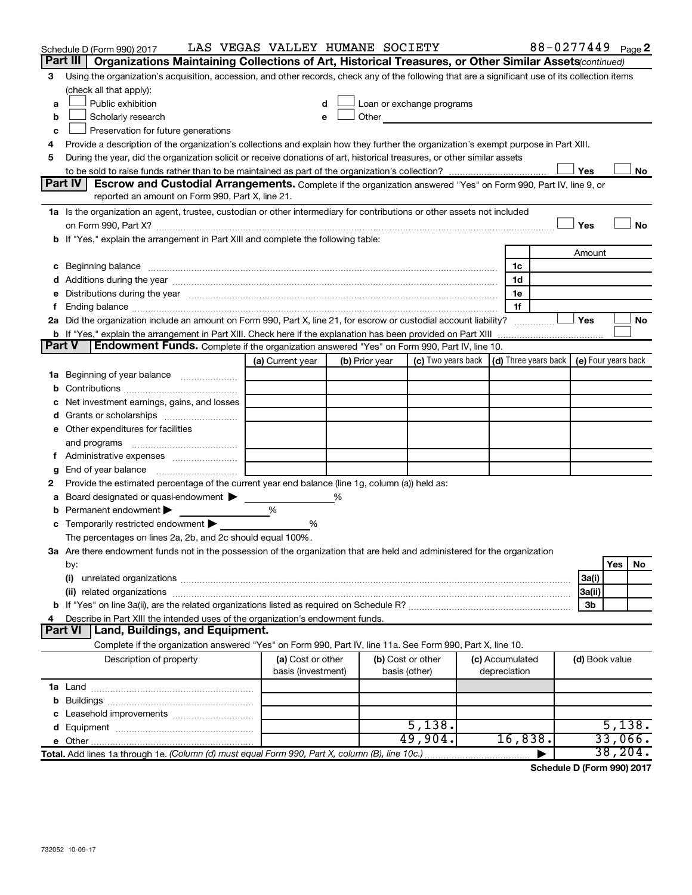Schedule D (Form 990) 2017 LAS VEGAS VALLEY HUMANE SOCIETY 88-0277449 Page 2

## Part III Organizations Maintaining Collections of Art, Historical Treasures, or Other Similar Assets *(continued)*

3 Using the organization's acquisition, accession, and other records, check any of the following that are a significant use of its collection items (check all that apply):

a ☐ Public exhibition
b ☐ Scholarly research
c ☐ Preservation for future generations
d ☐ Loan or exchange programs
e ☐ Other

4 Provide a description of the organization's collections and explain how they further the organization's exempt purpose in Part XIII.

5 During the year, did the organization solicit or receive donations of art, historical treasures, or other similar assets to be sold to raise funds rather than to be maintained as part of the organization's collection? ☐ Yes ☐ No

## Part IV Escrow and Custodial Arrangements.

Complete if the organization answered "Yes" on Form 990, Part IV, line 9, or reported an amount on Form 990, Part X, line 21.

1a Is the organization an agent, trustee, custodian or other intermediary for contributions or other assets not included on Form 990, Part X? ☐ Yes ☐ No

b If "Yes," explain the arrangement in Part XIII and complete the following table:

| | | Amount |
|---|---|---|
| c Beginning balance | 1c | |
| d Additions during the year | 1d | |
| e Distributions during the year | 1e | |
| f Ending balance | 1f | |

2a Did the organization include an amount on Form 990, Part X, line 21, for escrow or custodial account liability? ☐ Yes ☐ No

b If "Yes," explain the arrangement in Part XIII. Check here if the explanation has been provided on Part XIII ☐

## Part V Endowment Funds.

Complete if the organization answered "Yes" on Form 990, Part IV, line 10.

| | (a) Current year | (b) Prior year | (c) Two years back | (d) Three years back | (e) Four years back |
|---|---|---|---|---|---|
| 1a Beginning of year balance | | | | | |
| b Contributions | | | | | |
| c Net investment earnings, gains, and losses | | | | | |
| d Grants or scholarships | | | | | |
| e Other expenditures for facilities and programs | | | | | |
| f Administrative expenses | | | | | |
| g End of year balance | | | | | |

2 Provide the estimated percentage of the current year end balance (line 1g, column (a)) held as:

a Board designated or quasi-endowment ▶ %
b Permanent endowment ▶ %
c Temporarily restricted endowment ▶ %

The percentages on lines 2a, 2b, and 2c should equal 100%.

3a Are there endowment funds not in the possession of the organization that are held and administered for the organization by:

| | | Yes | No |
|---|---|---|---|
| (i) unrelated organizations | 3a(i) | | |
| (ii) related organizations | 3a(ii) | | |
| b If "Yes" on line 3a(ii), are the related organizations listed as required on Schedule R? | 3b | | |

4 Describe in Part XIII the intended uses of the organization's endowment funds.

## Part VI Land, Buildings, and Equipment.

Complete if the organization answered "Yes" on Form 990, Part IV, line 11a. See Form 990, Part X, line 10.

| Description of property | (a) Cost or other basis (investment) | (b) Cost or other basis (other) | (c) Accumulated depreciation | (d) Book value |
|---|---|---|---|---|
| 1a Land | | | | |
| b Buildings | | | | |
| c Leasehold improvements | | | | |
| d Equipment | | 5,138. | | 5,138. |
| e Other | | 49,904. | 16,838. | 33,066. |
| **Total.** Add lines 1a through 1e. *(Column (d) must equal Form 990, Part X, column (B), line 10c.)* | | | ▶ | 38,204. |

**Schedule D (Form 990) 2017**

732052 10-09-17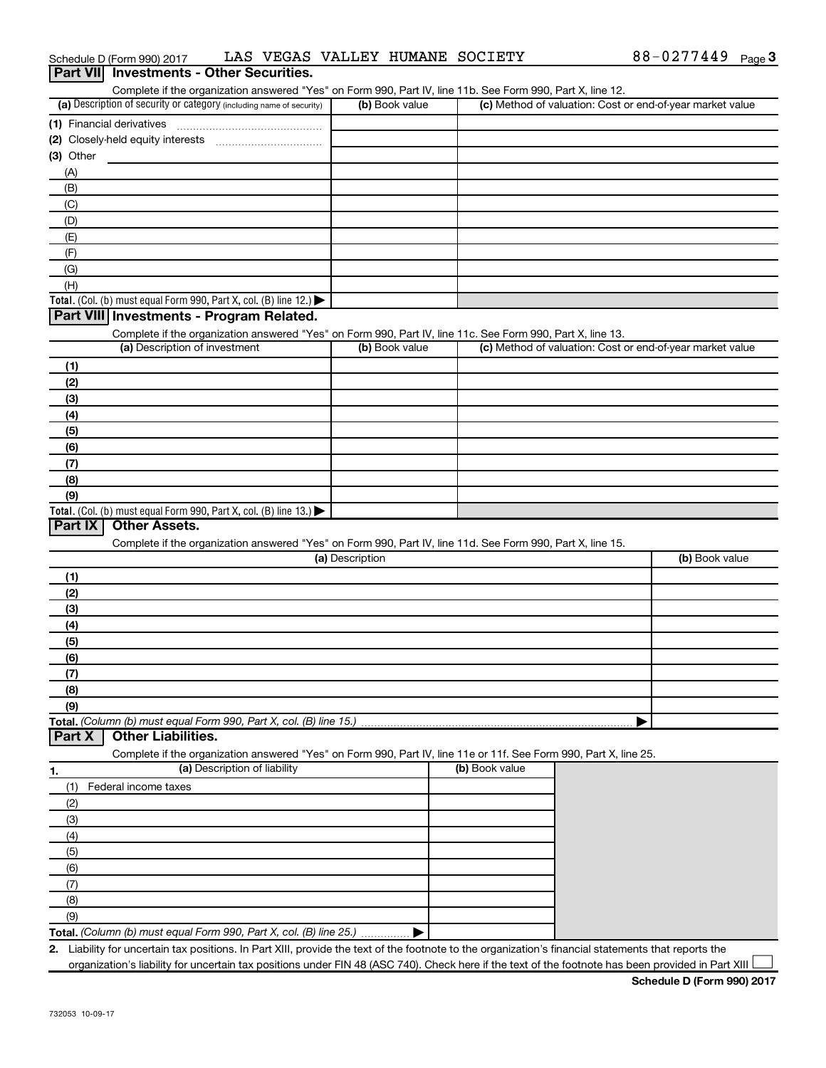Schedule D (Form 990) 2017 LAS VEGAS VALLEY HUMANE SOCIETY 88-0277449

## Part VII Investments - Other Securities.

Complete if the organization answered "Yes" on Form 990, Part IV, line 11b. See Form 990, Part X, line 12.

| (a) Description of security or category (including name of security) | (b) Book value | (c) Method of valuation: Cost or end-of-year market value |
|---|---|---|
| (1) Financial derivatives | | |
| (2) Closely-held equity interests | | |
| (3) Other | | |
| (A) | | |
| (B) | | |
| (C) | | |
| (D) | | |
| (E) | | |
| (F) | | |
| (G) | | |
| (H) | | |
| **Total.** (Col. (b) must equal Form 990, Part X, col. (B) line 12.) ▶ | | |

## Part VIII Investments - Program Related.

Complete if the organization answered "Yes" on Form 990, Part IV, line 11c. See Form 990, Part X, line 13.

| (a) Description of investment | (b) Book value | (c) Method of valuation: Cost or end-of-year market value |
|---|---|---|
| (1) | | |
| (2) | | |
| (3) | | |
| (4) | | |
| (5) | | |
| (6) | | |
| (7) | | |
| (8) | | |
| (9) | | |
| **Total.** (Col. (b) must equal Form 990, Part X, col. (B) line 13.) ▶ | | |

## Part IX Other Assets.

Complete if the organization answered "Yes" on Form 990, Part IV, line 11d. See Form 990, Part X, line 15.

| (a) Description | (b) Book value |
|---|---|
| (1) | |
| (2) | |
| (3) | |
| (4) | |
| (5) | |
| (6) | |
| (7) | |
| (8) | |
| (9) | |
| **Total.** *(Column (b) must equal Form 990, Part X, col. (B) line 15.)* ▶ | |

## Part X Other Liabilities.

Complete if the organization answered "Yes" on Form 990, Part IV, line 11e or 11f. See Form 990, Part X, line 25.

| 1. (a) Description of liability | (b) Book value |
|---|---|
| (1) Federal income taxes | |
| (2) | |
| (3) | |
| (4) | |
| (5) | |
| (6) | |
| (7) | |
| (8) | |
| (9) | |
| **Total.** *(Column (b) must equal Form 990, Part X, col. (B) line 25.)* ▶ | |

2. Liability for uncertain tax positions. In Part XIII, provide the text of the footnote to the organization's financial statements that reports the organization's liability for uncertain tax positions under FIN 48 (ASC 740). Check here if the text of the footnote has been provided in Part XIII ☐

**Schedule D (Form 990) 2017**

732053 10-09-17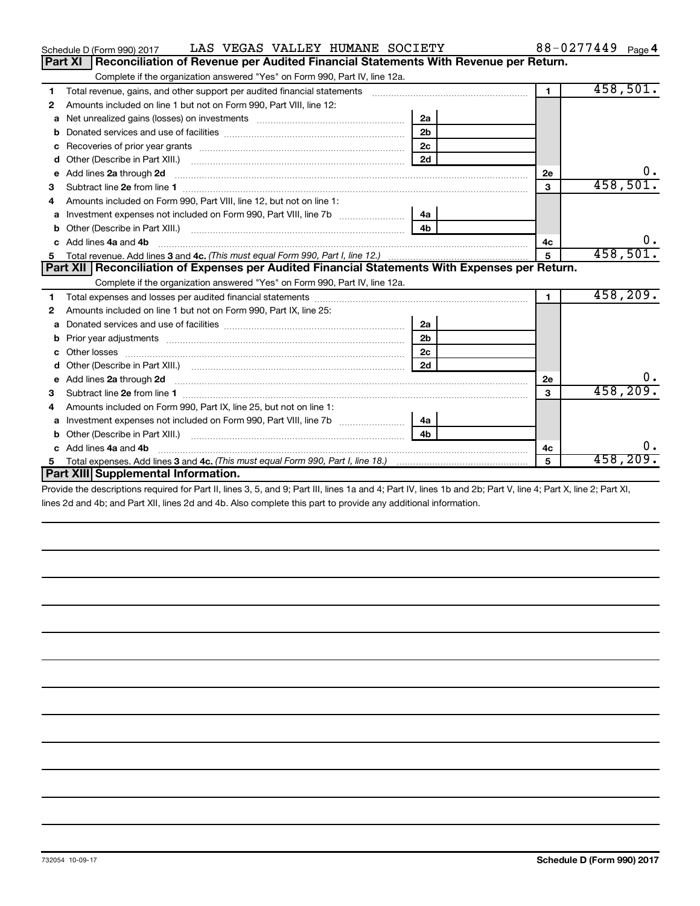Schedule D (Form 990) 2017 LAS VEGAS VALLEY HUMANE SOCIETY 88-0277449 Page 4

## Part XI Reconciliation of Revenue per Audited Financial Statements With Revenue per Return.

Complete if the organization answered "Yes" on Form 990, Part IV, line 12a.

| | | | | | |
|---|---|---|---|---|---|
| 1 | Total revenue, gains, and other support per audited financial statements | | | 1 | 458,501. |
| 2 | Amounts included on line 1 but not on Form 990, Part VIII, line 12: | | | | |
| a | Net unrealized gains (losses) on investments | 2a | | | |
| b | Donated services and use of facilities | 2b | | | |
| c | Recoveries of prior year grants | 2c | | | |
| d | Other (Describe in Part XIII.) | 2d | | | |
| e | Add lines 2a through 2d | | | 2e | 0. |
| 3 | Subtract line 2e from line 1 | | | 3 | 458,501. |
| 4 | Amounts included on Form 990, Part VIII, line 12, but not on line 1: | | | | |
| a | Investment expenses not included on Form 990, Part VIII, line 7b | 4a | | | |
| b | Other (Describe in Part XIII.) | 4b | | | |
| c | Add lines 4a and 4b | | | 4c | 0. |
| 5 | Total revenue. Add lines 3 and 4c. *(This must equal Form 990, Part I, line 12.)* | | | 5 | 458,501. |

## Part XII Reconciliation of Expenses per Audited Financial Statements With Expenses per Return.

Complete if the organization answered "Yes" on Form 990, Part IV, line 12a.

| | | | | | |
|---|---|---|---|---|---|
| 1 | Total expenses and losses per audited financial statements | | | 1 | 458,209. |
| 2 | Amounts included on line 1 but not on Form 990, Part IX, line 25: | | | | |
| a | Donated services and use of facilities | 2a | | | |
| b | Prior year adjustments | 2b | | | |
| c | Other losses | 2c | | | |
| d | Other (Describe in Part XIII.) | 2d | | | |
| e | Add lines 2a through 2d | | | 2e | 0. |
| 3 | Subtract line 2e from line 1 | | | 3 | 458,209. |
| 4 | Amounts included on Form 990, Part IX, line 25, but not on line 1: | | | | |
| a | Investment expenses not included on Form 990, Part VIII, line 7b | 4a | | | |
| b | Other (Describe in Part XIII.) | 4b | | | |
| c | Add lines 4a and 4b | | | 4c | 0. |
| 5 | Total expenses. Add lines 3 and 4c. *(This must equal Form 990, Part I, line 18.)* | | | 5 | 458,209. |

## Part XIII Supplemental Information.

Provide the descriptions required for Part II, lines 3, 5, and 9; Part III, lines 1a and 4; Part IV, lines 1b and 2b; Part V, line 4; Part X, line 2; Part XI, lines 2d and 4b; and Part XII, lines 2d and 4b. Also complete this part to provide any additional information.

732054 10-09-17 **Schedule D (Form 990) 2017**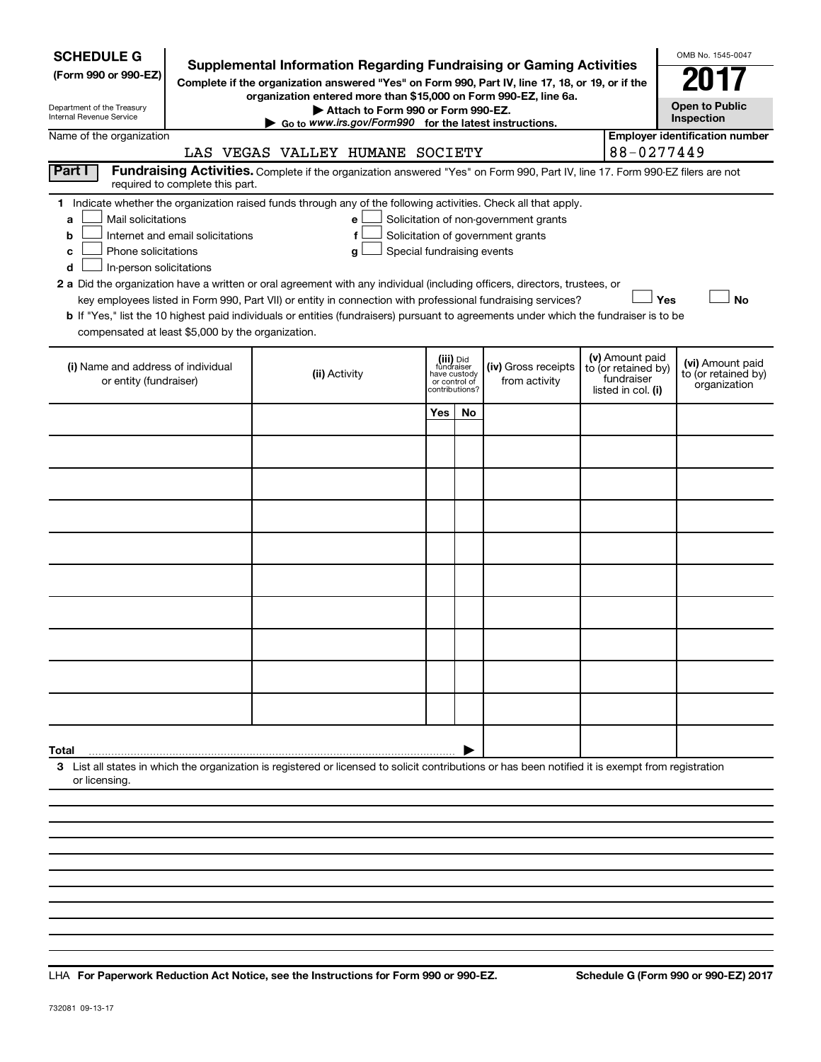**SCHEDULE G**
**(Form 990 or 990-EZ)**

Department of the Treasury
Internal Revenue Service

# Supplemental Information Regarding Fundraising or Gaming Activities

**Complete if the organization answered "Yes" on Form 990, Part IV, line 17, 18, or 19, or if the organization entered more than $15,000 on Form 990-EZ, line 6a.**

**▶ Attach to Form 990 or Form 990-EZ.**

**▶ Go to *www.irs.gov/Form990* for the latest instructions.**

OMB No. 1545-0047

**2017**

**Open to Public Inspection**

Name of the organization: LAS VEGAS VALLEY HUMANE SOCIETY

**Employer identification number:** 88-0277449

**Part I** **Fundraising Activities.** Complete if the organization answered "Yes" on Form 990, Part IV, line 17. Form 990-EZ filers are not required to complete this part.

**1** Indicate whether the organization raised funds through any of the following activities. Check all that apply.

- **a** ☐ Mail solicitations
- **b** ☐ Internet and email solicitations
- **c** ☐ Phone solicitations
- **d** ☐ In-person solicitations
- **e** ☐ Solicitation of non-government grants
- **f** ☐ Solicitation of government grants
- **g** ☐ Special fundraising events

**2 a** Did the organization have a written or oral agreement with any individual (including officers, directors, trustees, or key employees listed in Form 990, Part VII) or entity in connection with professional fundraising services? ☐ **Yes** ☐ **No**

**b** If "Yes," list the 10 highest paid individuals or entities (fundraisers) pursuant to agreements under which the fundraiser is to be compensated at least $5,000 by the organization.

| (i) Name and address of individual or entity (fundraiser) | (ii) Activity | (iii) Did fundraiser have custody or control of contributions? | | (iv) Gross receipts from activity | (v) Amount paid to (or retained by) fundraiser listed in col. (i) | (vi) Amount paid to (or retained by) organization |
|---|---|---|---|---|---|---|
| | | Yes | No | | | |
| | | | | | | |
| | | | | | | |
| | | | | | | |
| | | | | | | |
| | | | | | | |
| | | | | | | |
| | | | | | | |
| | | | | | | |
| | | | | | | |
| | | | | | | |
| **Total** ▶ | | | | | | |

**3** List all states in which the organization is registered or licensed to solicit contributions or has been notified it is exempt from registration or licensing.

**LHA For Paperwork Reduction Act Notice, see the Instructions for Form 990 or 990-EZ.** **Schedule G (Form 990 or 990-EZ) 2017**

732081 09-13-17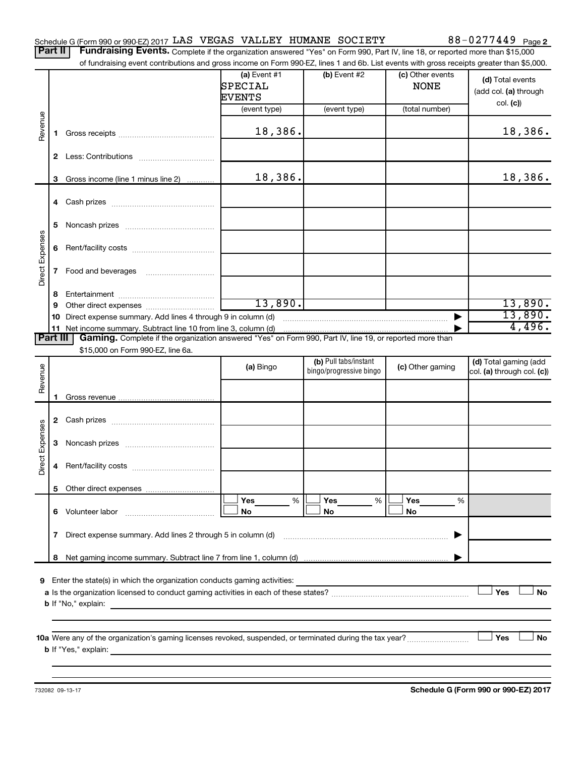Schedule G (Form 990 or 990-EZ) 2017 LAS VEGAS VALLEY HUMANE SOCIETY 88-0277449 Page 2

**Part II** **Fundraising Events.** Complete if the organization answered "Yes" on Form 990, Part IV, line 18, or reported more than $15,000 of fundraising event contributions and gross income on Form 990-EZ, lines 1 and 6b. List events with gross receipts greater than $5,000.

| | | (a) Event #1 SPECIAL EVENTS (event type) | (b) Event #2 (event type) | (c) Other events NONE (total number) | (d) Total events (add col. (a) through col. (c)) |
|---|---|---|---|---|---|
| Revenue | 1 Gross receipts | 18,386. | | | 18,386. |
| | 2 Less: Contributions | | | | |
| | 3 Gross income (line 1 minus line 2) | 18,386. | | | 18,386. |
| Direct Expenses | 4 Cash prizes | | | | |
| | 5 Noncash prizes | | | | |
| | 6 Rent/facility costs | | | | |
| | 7 Food and beverages | | | | |
| | 8 Entertainment | | | | |
| | 9 Other direct expenses | 13,890. | | | 13,890. |
| | 10 Direct expense summary. Add lines 4 through 9 in column (d) | | | | 13,890. |
| | 11 Net income summary. Subtract line 10 from line 3, column (d) | | | | 4,496. |

**Part III** **Gaming.** Complete if the organization answered "Yes" on Form 990, Part IV, line 19, or reported more than $15,000 on Form 990-EZ, line 6a.

| | | (a) Bingo | (b) Pull tabs/instant bingo/progressive bingo | (c) Other gaming | (d) Total gaming (add col. (a) through col. (c)) |
|---|---|---|---|---|---|
| Revenue | 1 Gross revenue | | | | |
| Direct Expenses | 2 Cash prizes | | | | |
| | 3 Noncash prizes | | | | |
| | 4 Rent/facility costs | | | | |
| | 5 Other direct expenses | | | | |
| | 6 Volunteer labor | ☐ Yes ___% ☐ No | ☐ Yes ___% ☐ No | ☐ Yes ___% ☐ No | |
| | 7 Direct expense summary. Add lines 2 through 5 in column (d) | | | | |
| | 8 Net gaming income summary. Subtract line 7 from line 1, column (d) | | | | |

9 Enter the state(s) in which the organization conducts gaming activities:

a Is the organization licensed to conduct gaming activities in each of these states? ☐ Yes ☐ No

b If "No," explain:

10a Were any of the organization's gaming licenses revoked, suspended, or terminated during the tax year? ☐ Yes ☐ No

b If "Yes," explain:

732082 09-13-17 **Schedule G (Form 990 or 990-EZ) 2017**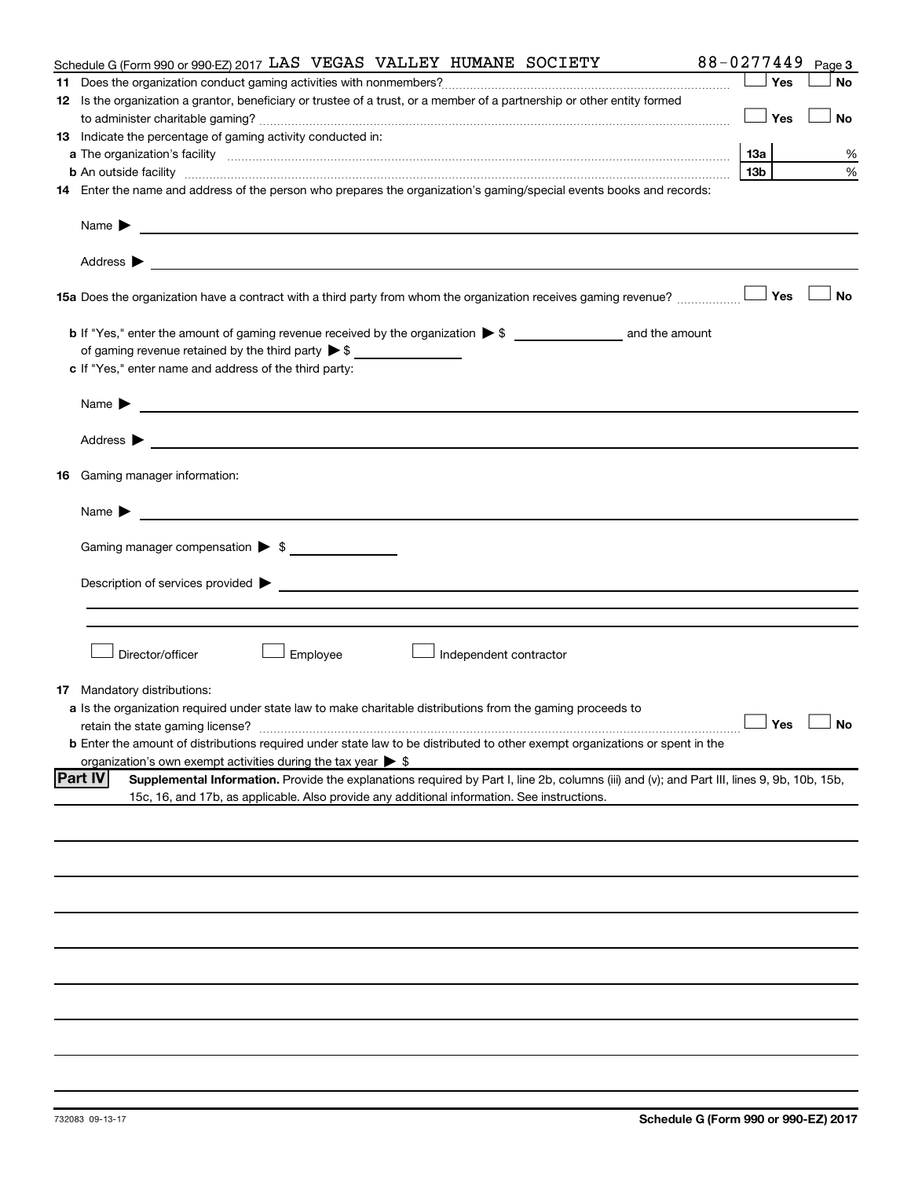Schedule G (Form 990 or 990-EZ) 2017 LAS VEGAS VALLEY HUMANE SOCIETY 88-0277449 Page 3

**11** Does the organization conduct gaming activities with nonmembers? ☐ Yes ☐ No

**12** Is the organization a grantor, beneficiary or trustee of a trust, or a member of a partnership or other entity formed to administer charitable gaming? ☐ Yes ☐ No

**13** Indicate the percentage of gaming activity conducted in:

**a** The organization's facility **13a** %

**b** An outside facility **13b** %

**14** Enter the name and address of the person who prepares the organization's gaming/special events books and records:

Name ▶

Address ▶

**15a** Does the organization have a contract with a third party from whom the organization receives gaming revenue? ☐ Yes ☐ No

**b** If "Yes," enter the amount of gaming revenue received by the organization ▶ $ ______ and the amount of gaming revenue retained by the third party ▶ $ ______

**c** If "Yes," enter name and address of the third party:

Name ▶

Address ▶

**16** Gaming manager information:

Name ▶

Gaming manager compensation ▶ $

Description of services provided ▶

☐ Director/officer ☐ Employee ☐ Independent contractor

**17** Mandatory distributions:

**a** Is the organization required under state law to make charitable distributions from the gaming proceeds to retain the state gaming license? ☐ Yes ☐ No

**b** Enter the amount of distributions required under state law to be distributed to other exempt organizations or spent in the organization's own exempt activities during the tax year ▶ $

**Part IV** **Supplemental Information.** Provide the explanations required by Part I, line 2b, columns (iii) and (v); and Part III, lines 9, 9b, 10b, 15b, 15c, 16, and 17b, as applicable. Also provide any additional information. See instructions.

732083 09-13-17 **Schedule G (Form 990 or 990-EZ) 2017**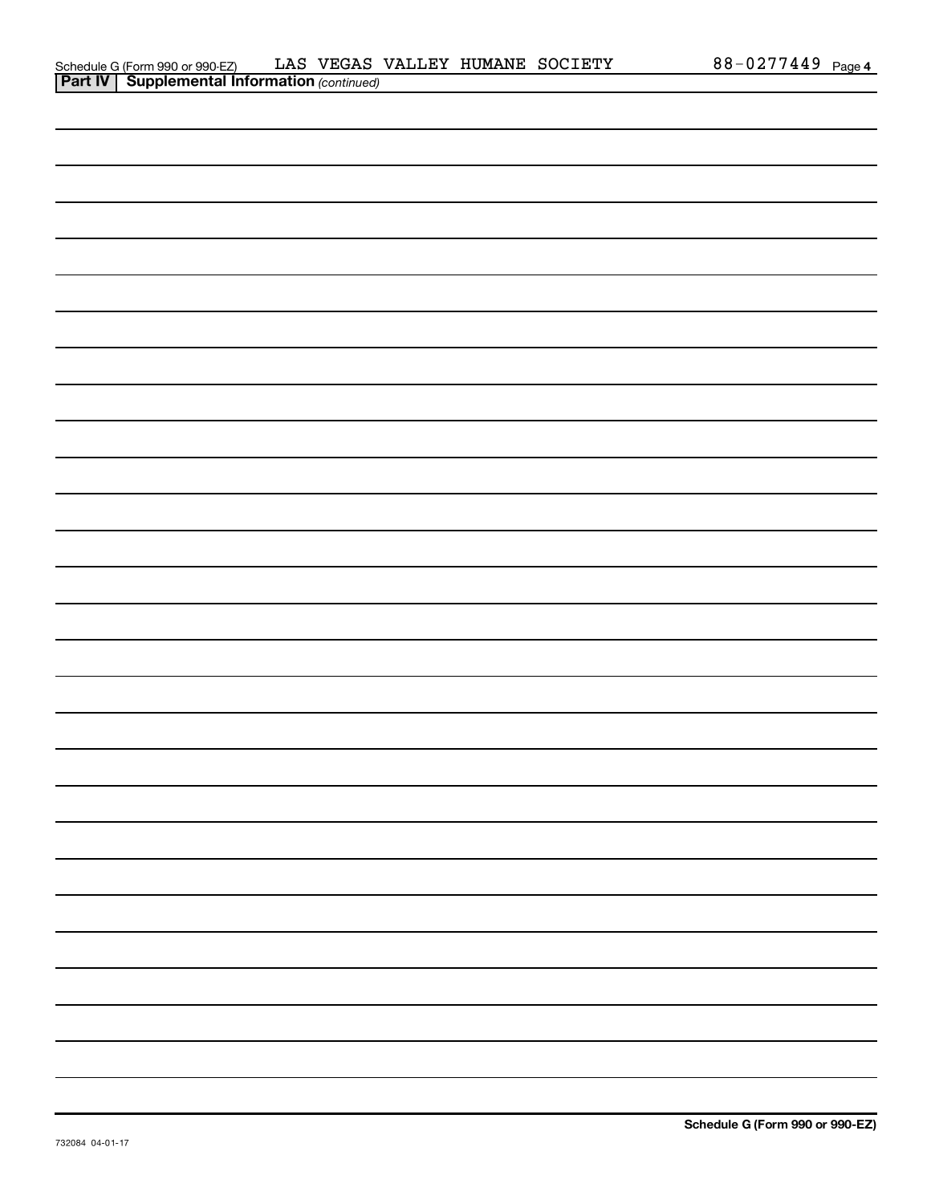Schedule G (Form 990 or 990-EZ) LAS VEGAS VALLEY HUMANE SOCIETY 88-0277449 Page 4

**Part IV | Supplemental Information** *(continued)*

Schedule G (Form 990 or 990-EZ)

732084 04-01-17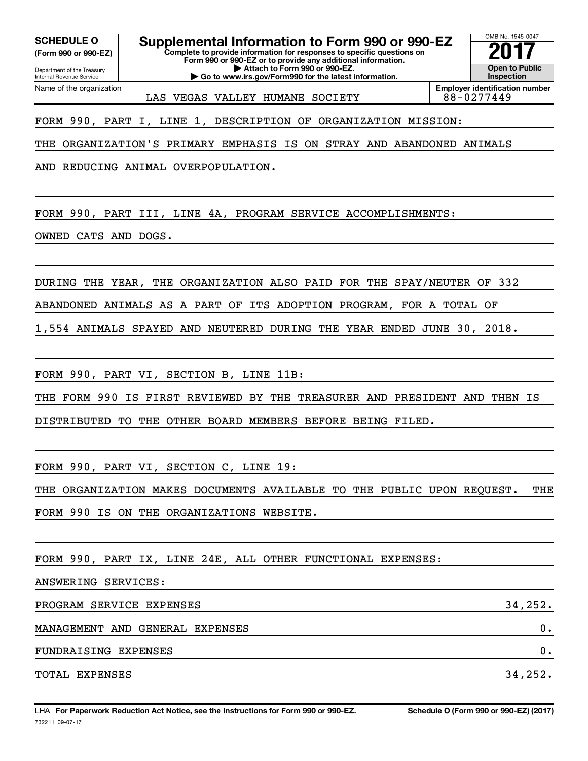**SCHEDULE O**
**(Form 990 or 990-EZ)**

Department of the Treasury
Internal Revenue Service

# Supplemental Information to Form 990 or 990-EZ

**Complete to provide information for responses to specific questions on Form 990 or 990-EZ or to provide any additional information.**
**▶ Attach to Form 990 or 990-EZ.**
**▶ Go to www.irs.gov/Form990 for the latest information.**

OMB No. 1545-0047
**2017**
**Open to Public Inspection**

| Name of the organization | Employer identification number |
|---|---|
| LAS VEGAS VALLEY HUMANE SOCIETY | 88-0277449 |

FORM 990, PART I, LINE 1, DESCRIPTION OF ORGANIZATION MISSION:

THE ORGANIZATION'S PRIMARY EMPHASIS IS ON STRAY AND ABANDONED ANIMALS AND REDUCING ANIMAL OVERPOPULATION.

FORM 990, PART III, LINE 4A, PROGRAM SERVICE ACCOMPLISHMENTS:

OWNED CATS AND DOGS.

DURING THE YEAR, THE ORGANIZATION ALSO PAID FOR THE SPAY/NEUTER OF 332 ABANDONED ANIMALS AS A PART OF ITS ADOPTION PROGRAM, FOR A TOTAL OF 1,554 ANIMALS SPAYED AND NEUTERED DURING THE YEAR ENDED JUNE 30, 2018.

FORM 990, PART VI, SECTION B, LINE 11B:

THE FORM 990 IS FIRST REVIEWED BY THE TREASURER AND PRESIDENT AND THEN IS DISTRIBUTED TO THE OTHER BOARD MEMBERS BEFORE BEING FILED.

FORM 990, PART VI, SECTION C, LINE 19:

THE ORGANIZATION MAKES DOCUMENTS AVAILABLE TO THE PUBLIC UPON REQUEST. THE FORM 990 IS ON THE ORGANIZATIONS WEBSITE.

FORM 990, PART IX, LINE 24E, ALL OTHER FUNCTIONAL EXPENSES:

ANSWERING SERVICES:

| | |
|---|---|
| PROGRAM SERVICE EXPENSES | 34,252. |
| MANAGEMENT AND GENERAL EXPENSES | 0. |
| FUNDRAISING EXPENSES | 0. |
| TOTAL EXPENSES | 34,252. |

LHA **For Paperwork Reduction Act Notice, see the Instructions for Form 990 or 990-EZ.** **Schedule O (Form 990 or 990-EZ) (2017)**
732211 09-07-17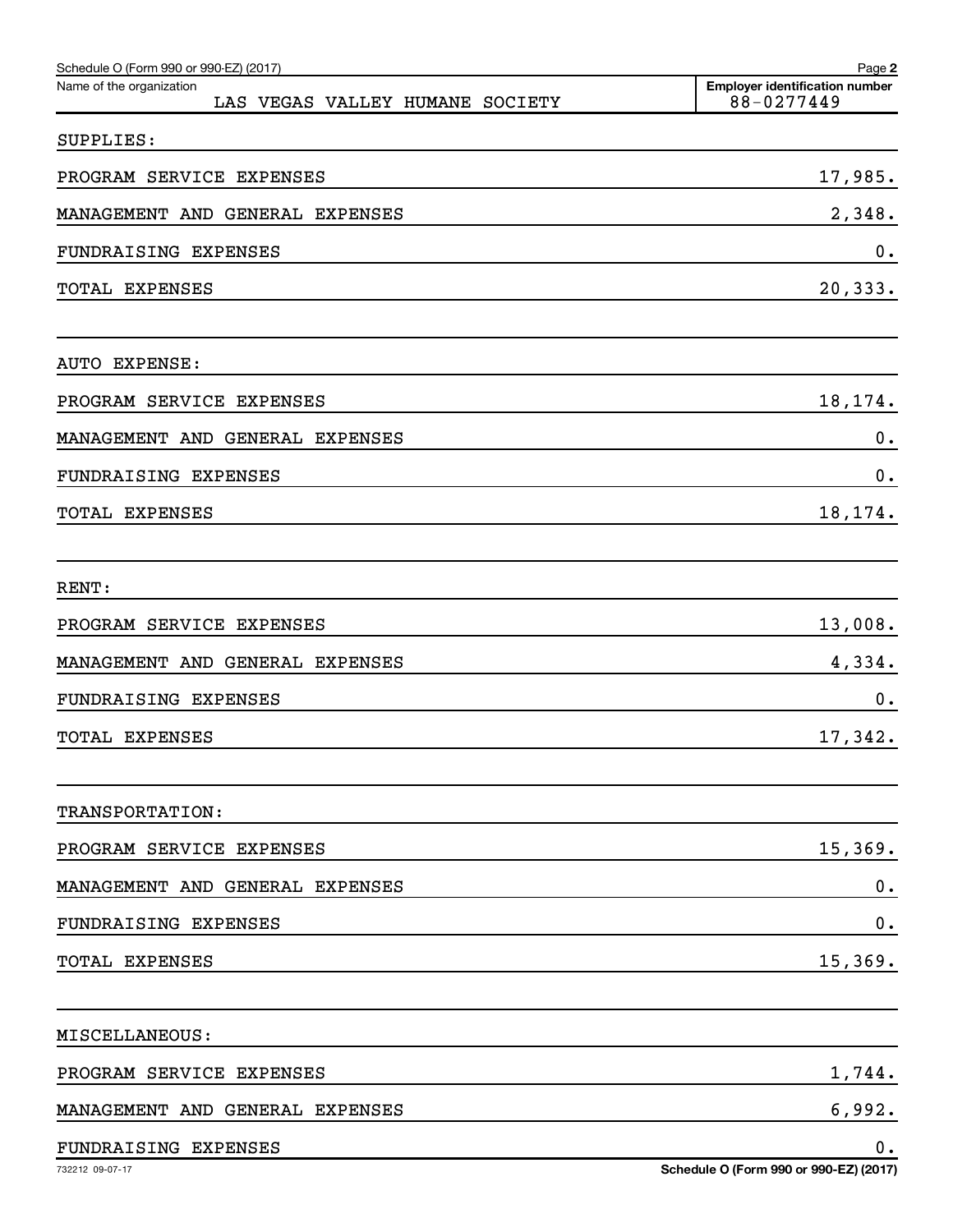Schedule O (Form 990 or 990-EZ) (2017) Page 2

Name of the organization: LAS VEGAS VALLEY HUMANE SOCIETY

Employer identification number: 88-0277449

SUPPLIES:

| | |
|---|---|
| PROGRAM SERVICE EXPENSES | 17,985. |
| MANAGEMENT AND GENERAL EXPENSES | 2,348. |
| FUNDRAISING EXPENSES | 0. |
| TOTAL EXPENSES | 20,333. |

AUTO EXPENSE:

| | |
|---|---|
| PROGRAM SERVICE EXPENSES | 18,174. |
| MANAGEMENT AND GENERAL EXPENSES | 0. |
| FUNDRAISING EXPENSES | 0. |
| TOTAL EXPENSES | 18,174. |

RENT:

| | |
|---|---|
| PROGRAM SERVICE EXPENSES | 13,008. |
| MANAGEMENT AND GENERAL EXPENSES | 4,334. |
| FUNDRAISING EXPENSES | 0. |
| TOTAL EXPENSES | 17,342. |

TRANSPORTATION:

| | |
|---|---|
| PROGRAM SERVICE EXPENSES | 15,369. |
| MANAGEMENT AND GENERAL EXPENSES | 0. |
| FUNDRAISING EXPENSES | 0. |
| TOTAL EXPENSES | 15,369. |

MISCELLANEOUS:

| | |
|---|---|
| PROGRAM SERVICE EXPENSES | 1,744. |
| MANAGEMENT AND GENERAL EXPENSES | 6,992. |
| FUNDRAISING EXPENSES | 0. |

732212 09-07-17 Schedule O (Form 990 or 990-EZ) (2017)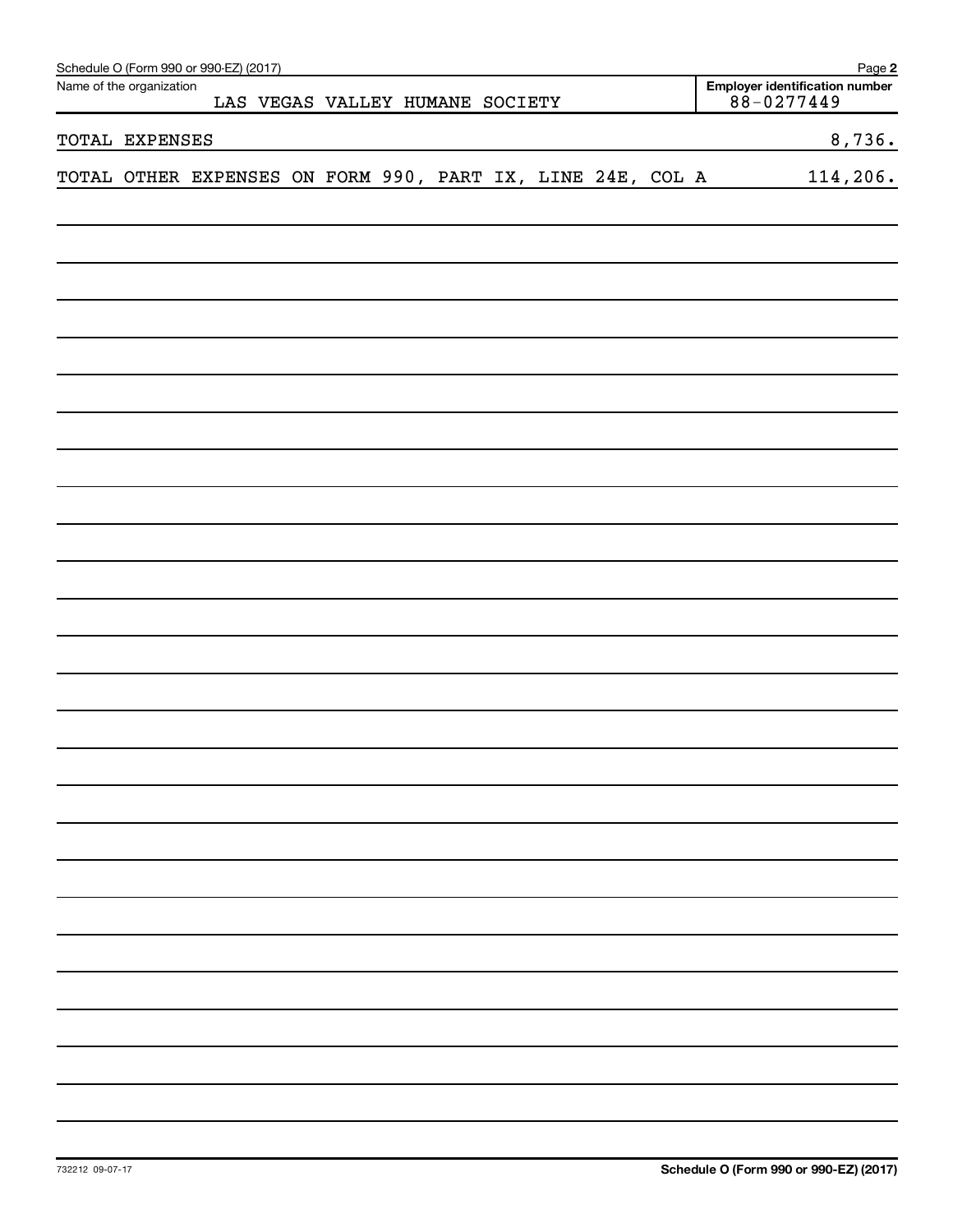Schedule O (Form 990 or 990-EZ) (2017)

Name of the organization: LAS VEGAS VALLEY HUMANE SOCIETY

Employer identification number: 88-0277449

| | |
|---|---|
| TOTAL EXPENSES | 8,736. |
| TOTAL OTHER EXPENSES ON FORM 990, PART IX, LINE 24E, COL A | 114,206. |